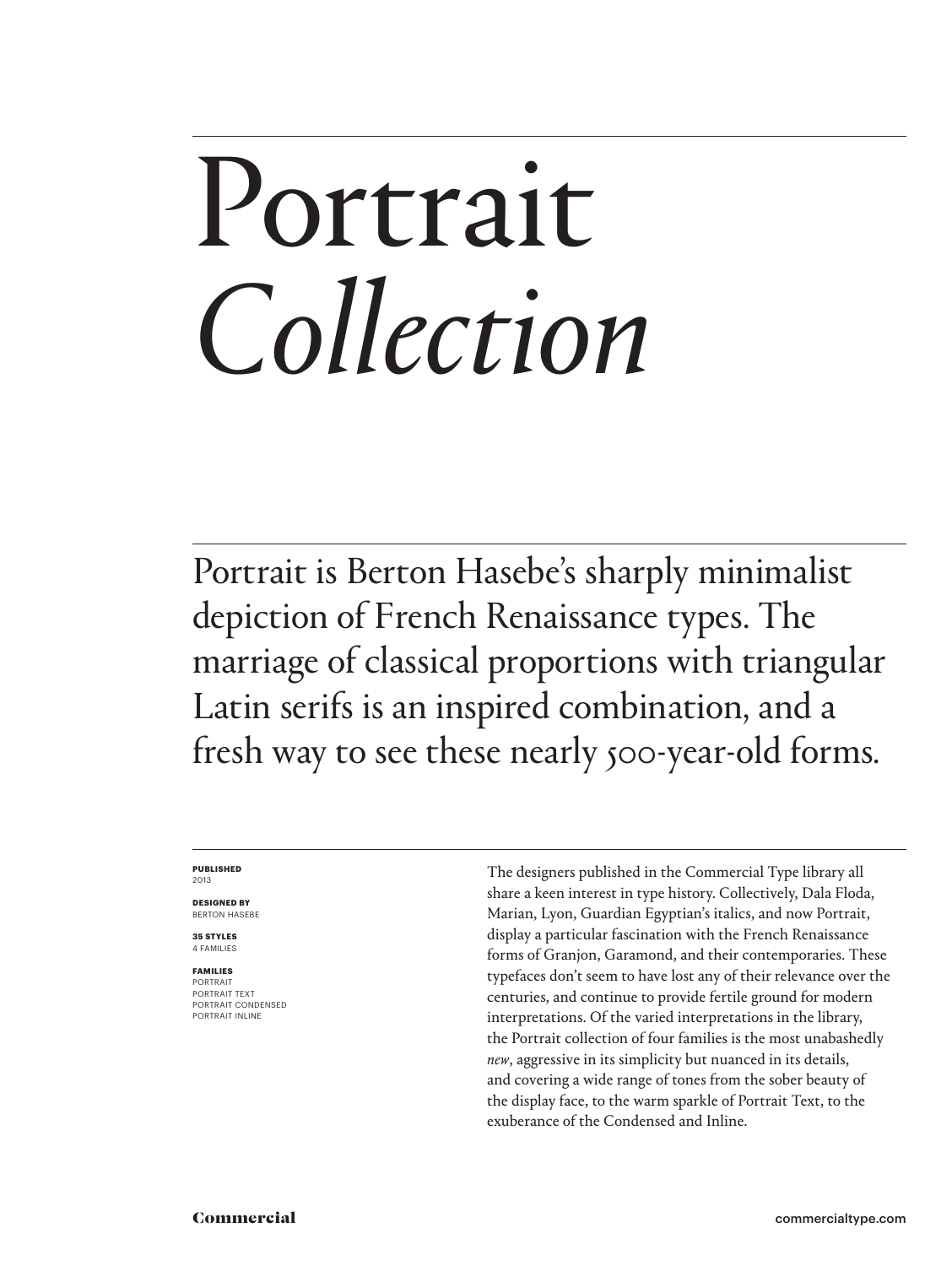# Portrait *Collection*

Portrait is Berton Hasebe's sharply minimalist depiction of French Renaissance types. The marriage of classical proportions with triangular Latin serifs is an inspired combination, and a fresh way to see these nearly 500-year-old forms.

**PUBLISHED**
2013

**DESIGNED BY**
BERTON HASEBE

**35 STYLES**
4 FAMILIES

**FAMILIES**
PORTRAIT
PORTRAIT TEXT
PORTRAIT CONDENSED
PORTRAIT INLINE

The designers published in the Commercial Type library all share a keen interest in type history. Collectively, Dala Floda, Marian, Lyon, Guardian Egyptian's italics, and now Portrait, display a particular fascination with the French Renaissance forms of Granjon, Garamond, and their contemporaries. These typefaces don't seem to have lost any of their relevance over the centuries, and continue to provide fertile ground for modern interpretations. Of the varied interpretations in the library, the Portrait collection of four families is the most unabashedly *new*, aggressive in its simplicity but nuanced in its details, and covering a wide range of tones from the sober beauty of the display face, to the warm sparkle of Portrait Text, to the exuberance of the Condensed and Inline.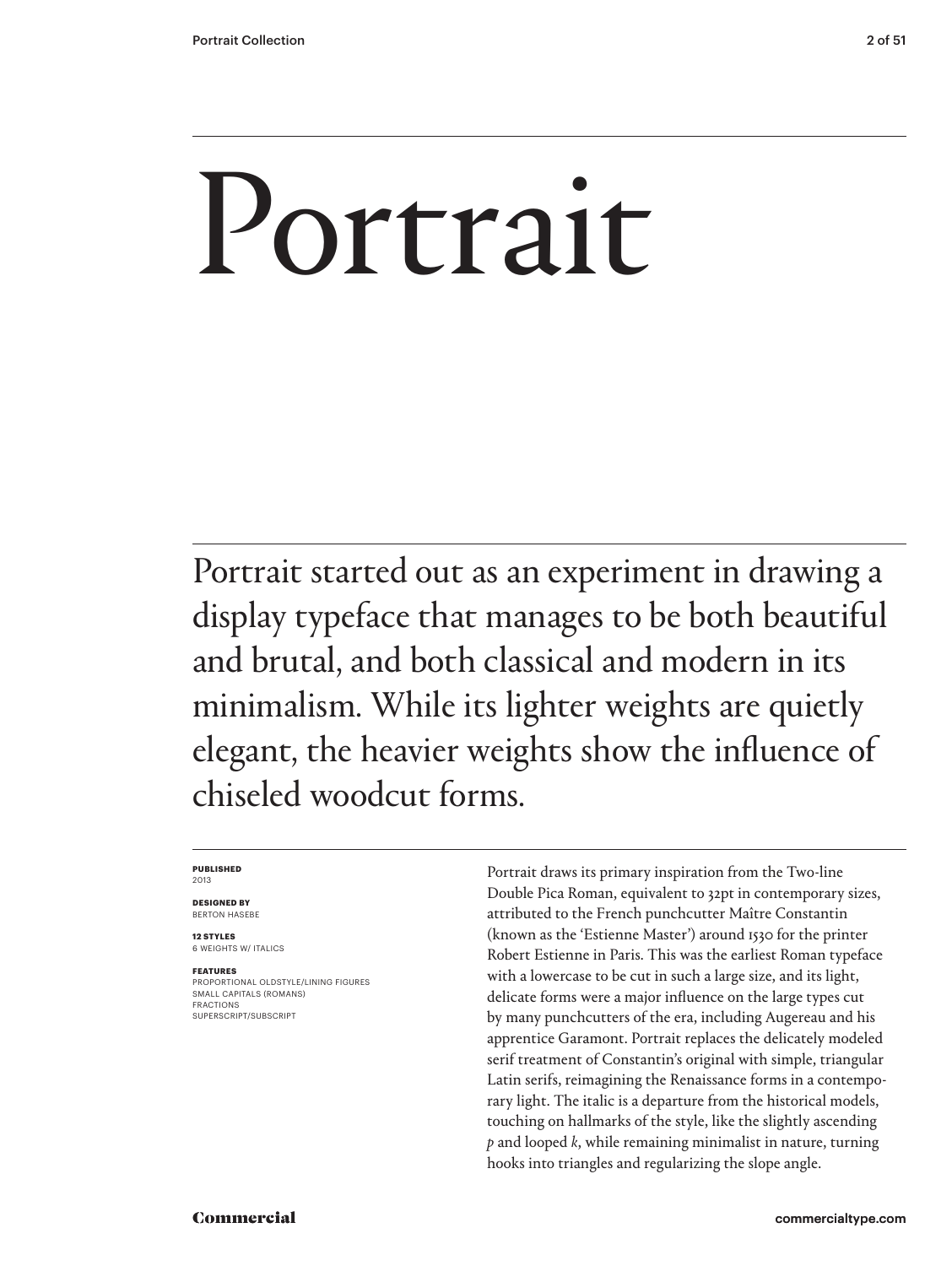# Portrait

Portrait started out as an experiment in drawing a display typeface that manages to be both beautiful and brutal, and both classical and modern in its minimalism. While its lighter weights are quietly elegant, the heavier weights show the influence of chiseled woodcut forms.

**PUBLISHED**
2013

**DESIGNED BY**
BERTON HASEBE

**12 STYLES**
6 WEIGHTS W/ ITALICS

**FEATURES**
PROPORTIONAL OLDSTYLE/LINING FIGURES
SMALL CAPITALS (ROMANS)
FRACTIONS
SUPERSCRIPT/SUBSCRIPT

Portrait draws its primary inspiration from the Two-line Double Pica Roman, equivalent to 32pt in contemporary sizes, attributed to the French punchcutter Maître Constantin (known as the 'Estienne Master') around 1530 for the printer Robert Estienne in Paris. This was the earliest Roman typeface with a lowercase to be cut in such a large size, and its light, delicate forms were a major influence on the large types cut by many punchcutters of the era, including Augereau and his apprentice Garamont. Portrait replaces the delicately modeled serif treatment of Constantin's original with simple, triangular Latin serifs, reimagining the Renaissance forms in a contemporary light. The italic is a departure from the historical models, touching on hallmarks of the style, like the slightly ascending *p* and looped *k*, while remaining minimalist in nature, turning hooks into triangles and regularizing the slope angle.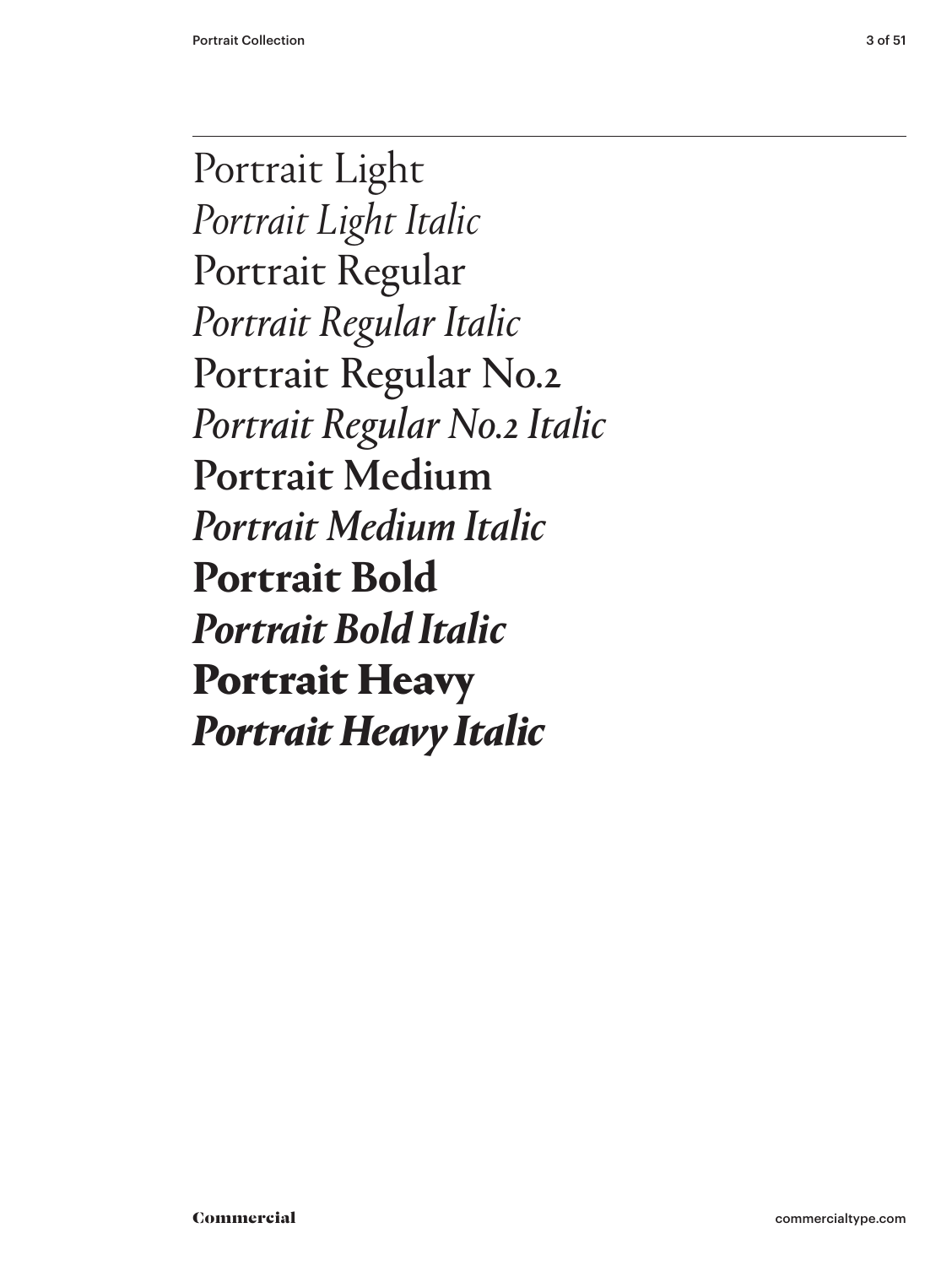Portrait Light

*Portrait Light Italic*

Portrait Regular

*Portrait Regular Italic*

Portrait Regular No.2

*Portrait Regular No.2 Italic*

Portrait Medium

*Portrait Medium Italic*

**Portrait Bold**

***Portrait Bold Italic***

**Portrait Heavy**

***Portrait Heavy Italic***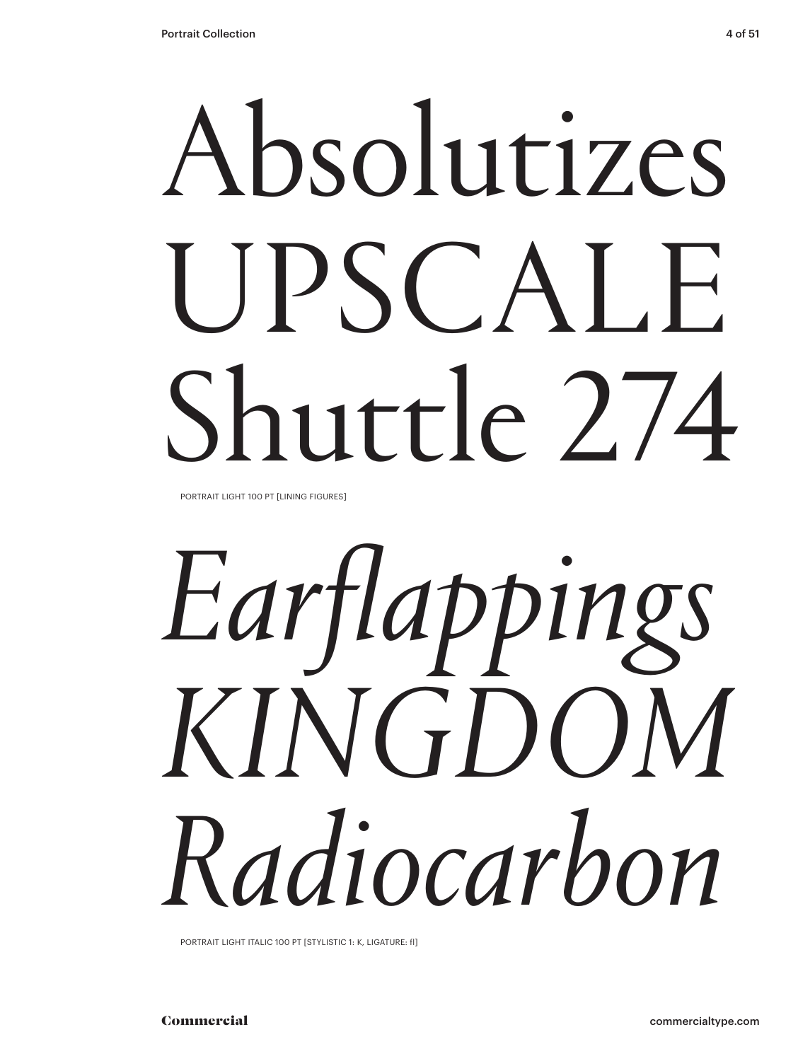Absolutizes
UPSCALE
Shuttle 274

PORTRAIT LIGHT 100 PT [LINING FIGURES]

*Earflappings*
*KINGDOM*
*Radiocarbon*

PORTRAIT LIGHT ITALIC 100 PT [STYLISTIC 1: K, LIGATURE: fl]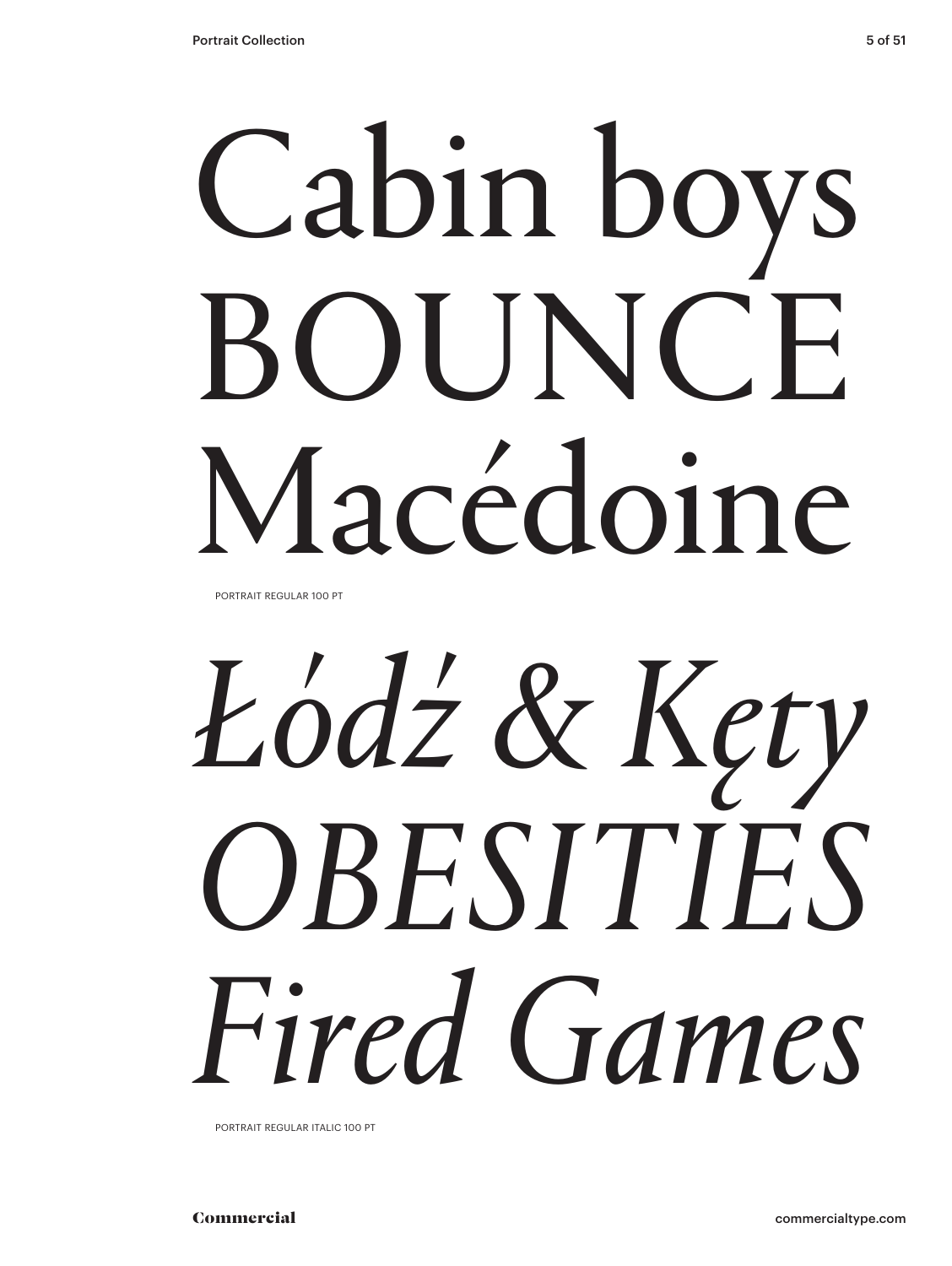Cabin boys
BOUNCE
Macédoine

PORTRAIT REGULAR 100 PT

*Łódź & Kęty*
*OBESITIES*
*Fired Games*

PORTRAIT REGULAR ITALIC 100 PT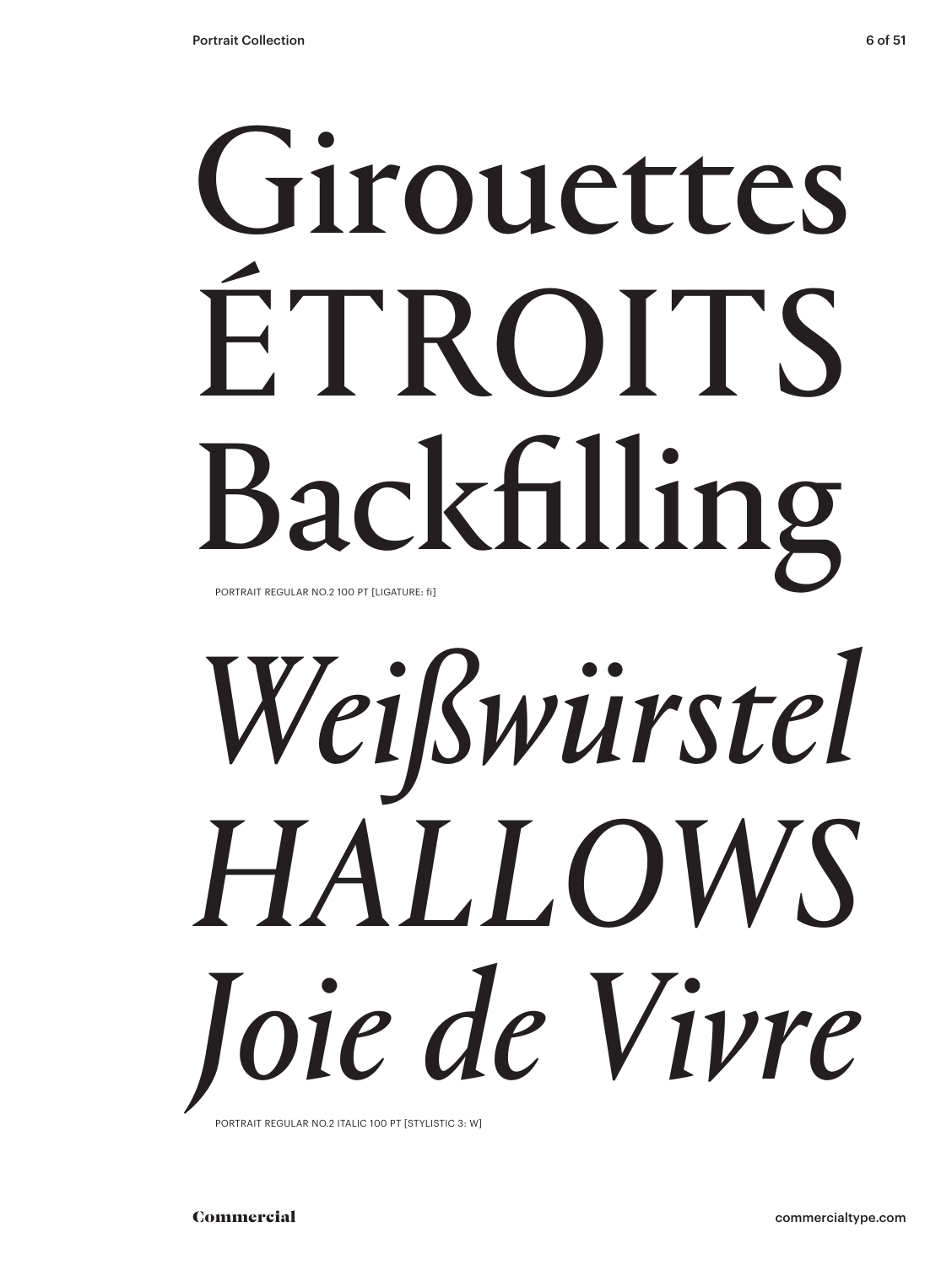Girouettes
ÉTROITS
Backfilling

PORTRAIT REGULAR NO.2 100 PT [LIGATURE: fi]

*Weißwürstel*
*HALLOWS*
*Joie de Vivre*

PORTRAIT REGULAR NO.2 ITALIC 100 PT [STYLISTIC 3: W]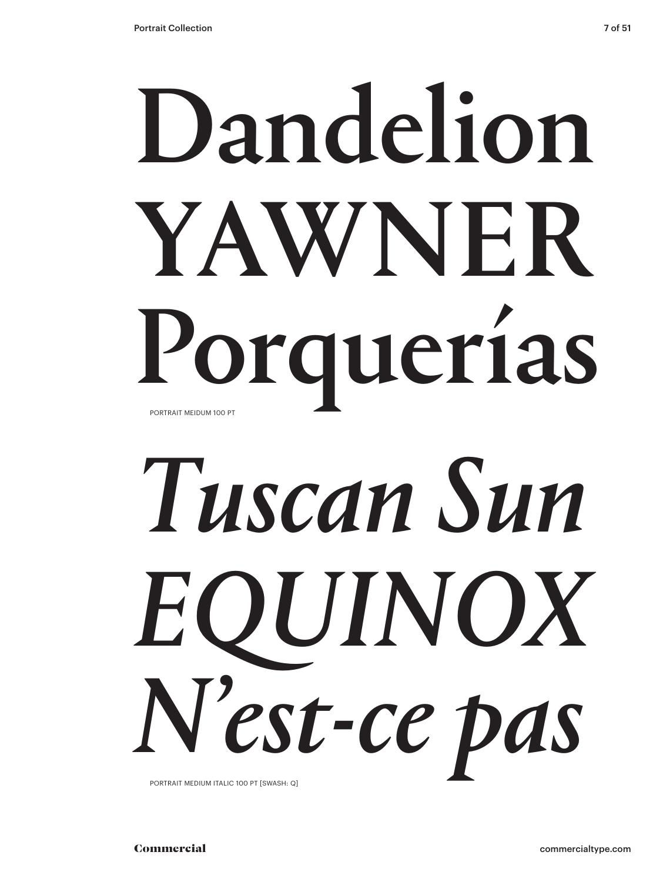Dandelion
YAWNER
Porquerías

PORTRAIT MEIDUM 100 PT

*Tuscan Sun*
*EQUINOX*
*N'est-ce pas*

PORTRAIT MEDIUM ITALIC 100 PT [SWASH: Q]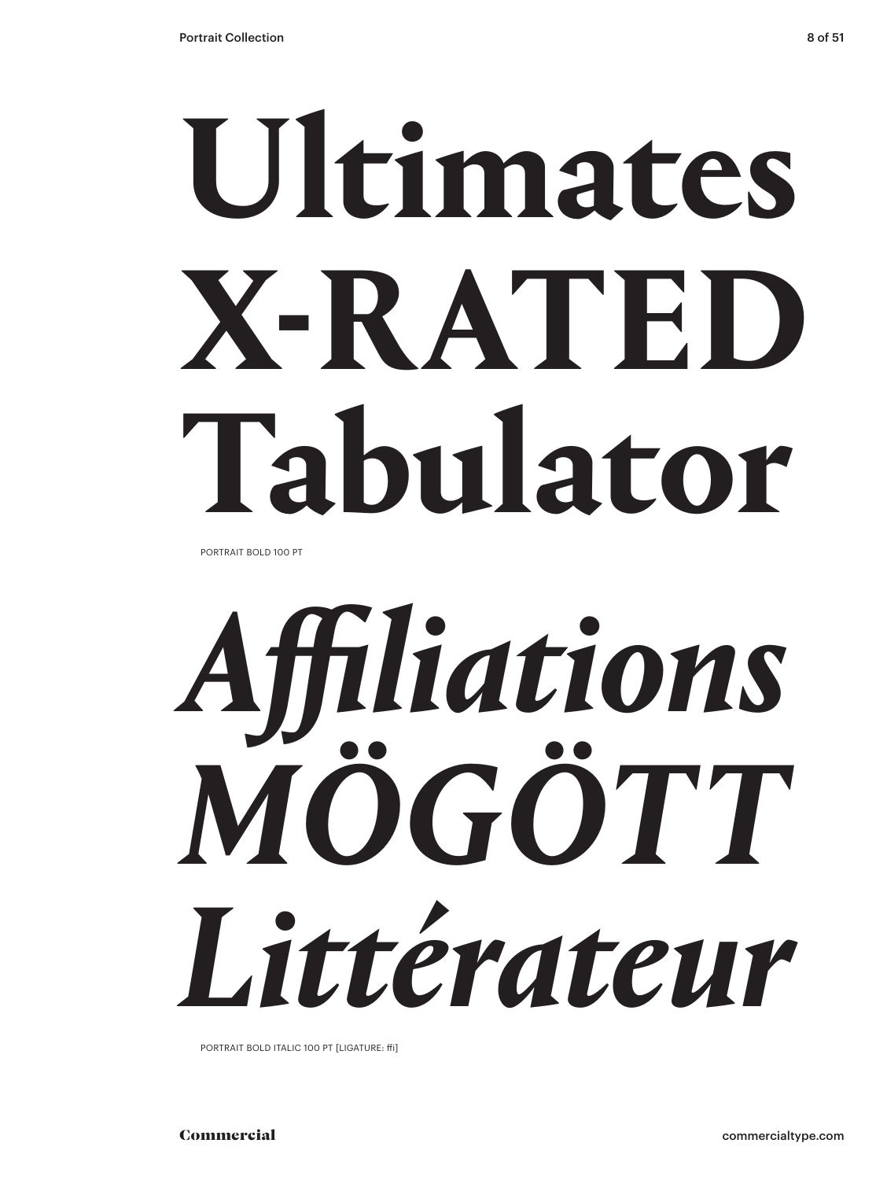**Ultimates**
**X-RATED**
**Tabulator**

PORTRAIT BOLD 100 PT

***Affiliations***
***MÖGÖTT***
***Littérateur***

PORTRAIT BOLD ITALIC 100 PT [LIGATURE: ffi]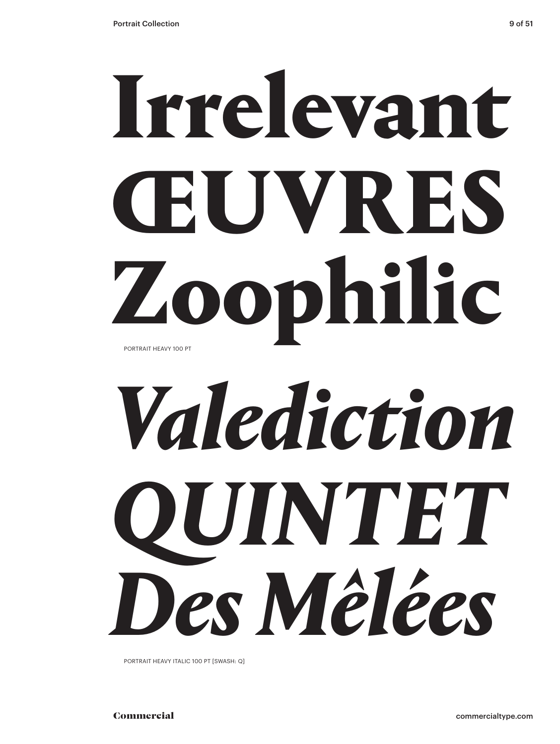# Irrelevant ŒUVRES Zoophilic

PORTRAIT HEAVY 100 PT

# *Valediction QUINTET Des Mêlées*

PORTRAIT HEAVY ITALIC 100 PT [SWASH: Q]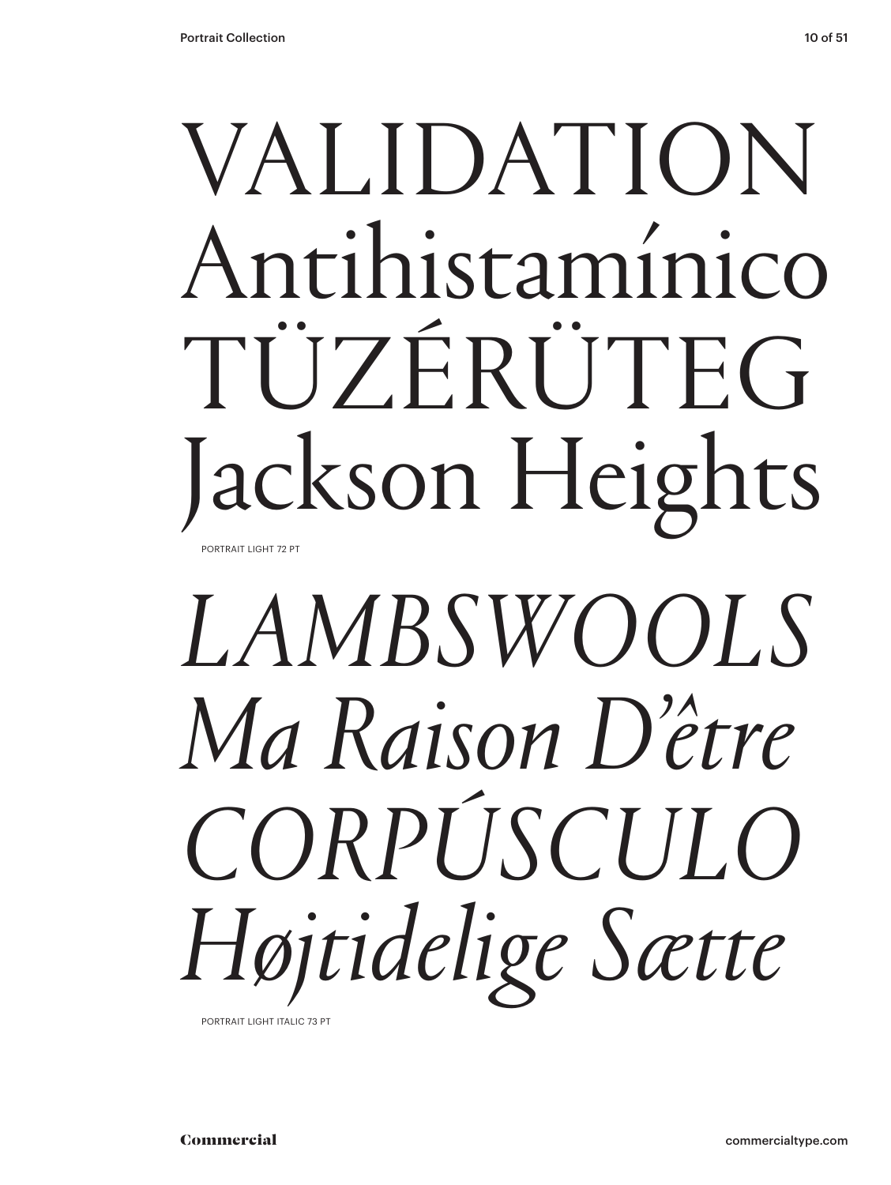VALIDATION
Antihistamínico
TÜZÉRÜTEG
Jackson Heights

PORTRAIT LIGHT 72 PT

*LAMBSWOOLS*
*Ma Raison D'être*
*CORPÚSCULO*
*Højtidelige Sætte*

PORTRAIT LIGHT ITALIC 73 PT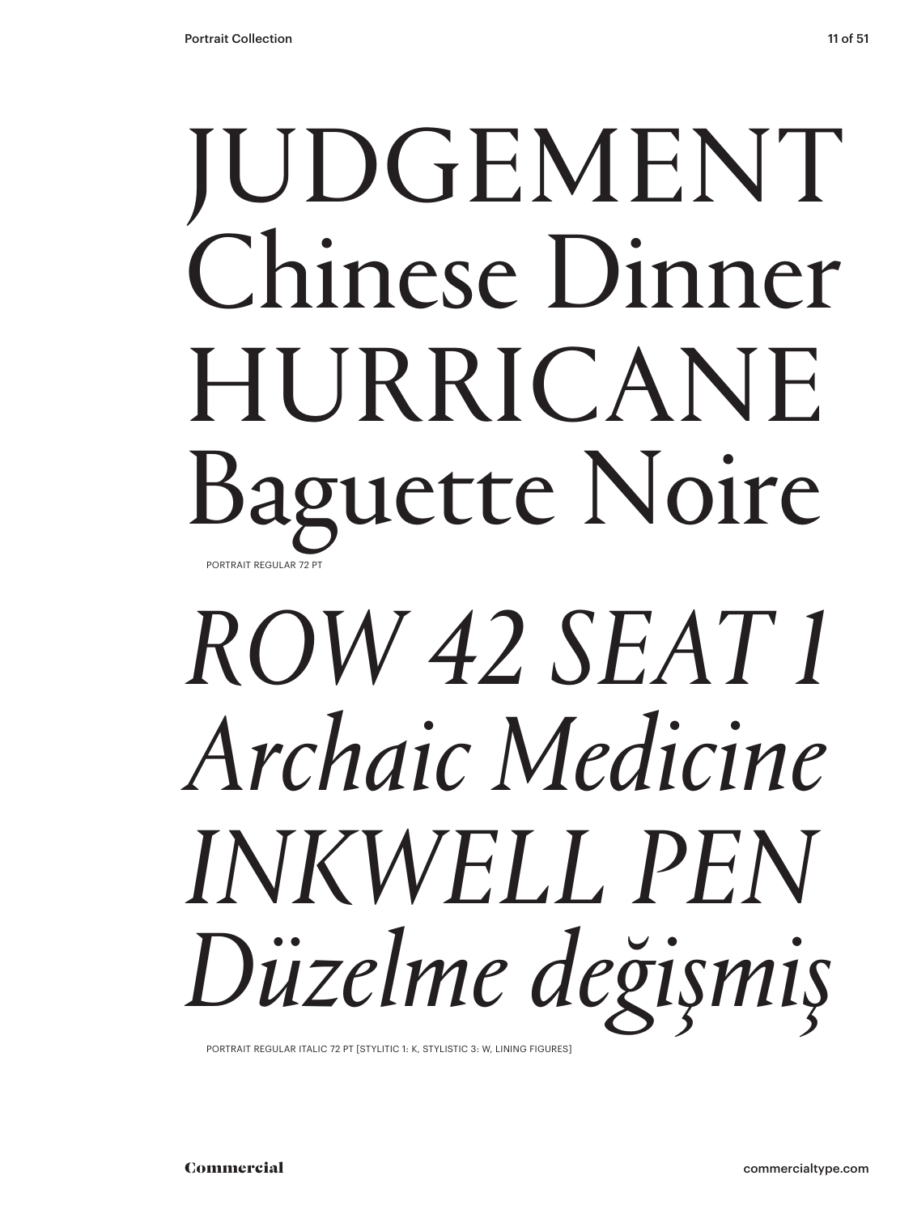JUDGEMENT
Chinese Dinner
HURRICANE
Baguette Noire

PORTRAIT REGULAR 72 PT

*ROW 42 SEAT 1*
*Archaic Medicine*
*INKWELL PEN*
*Düzelme değişmiş*

PORTRAIT REGULAR ITALIC 72 PT [STYLITIC 1: K, STYLISTIC 3: W, LINING FIGURES]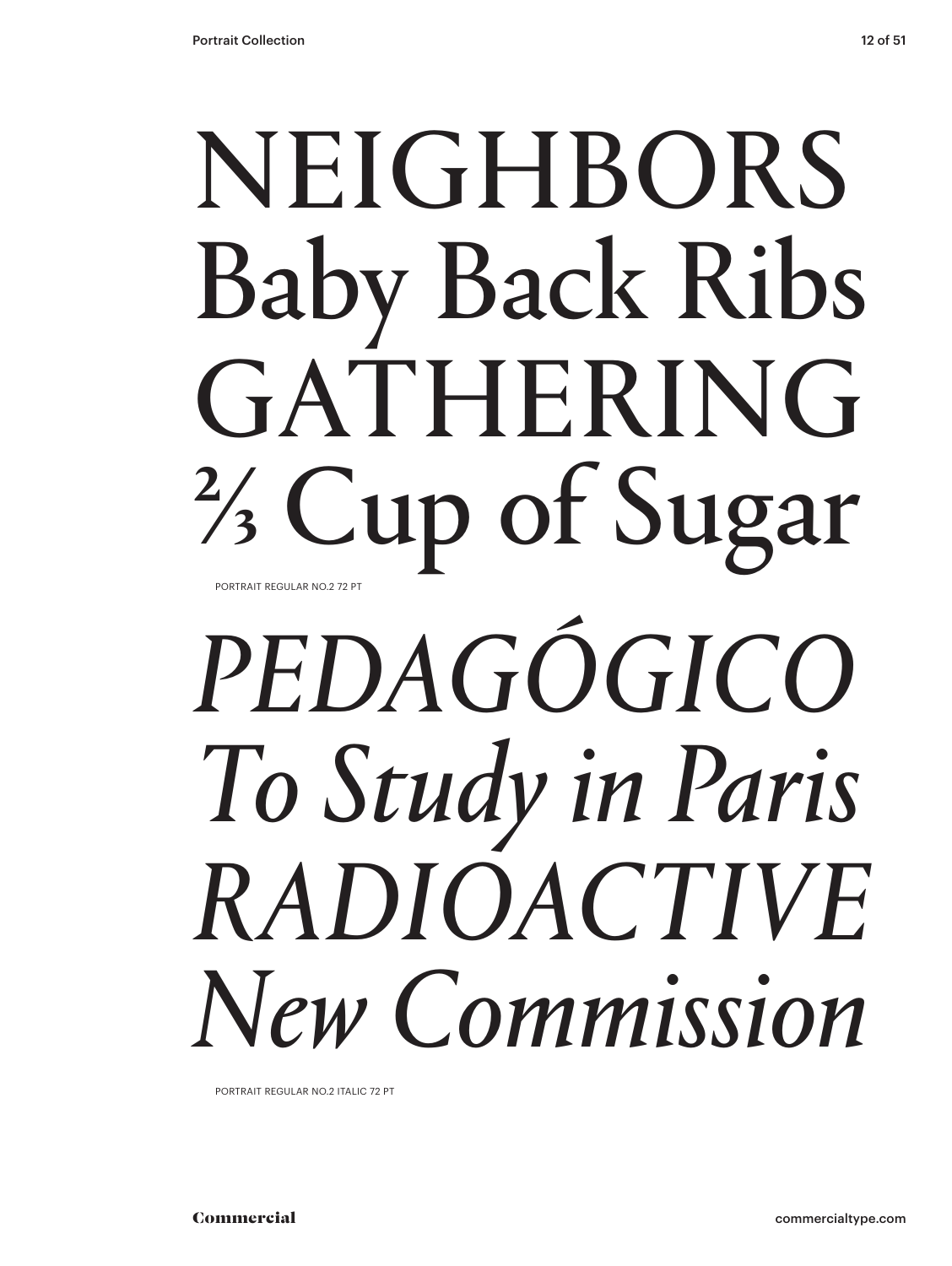NEIGHBORS
Baby Back Ribs
GATHERING
⅔ Cup of Sugar

PORTRAIT REGULAR NO.2 72 PT

*PEDAGÓGICO*
*To Study in Paris*
*RADIOACTIVE*
*New Commission*

PORTRAIT REGULAR NO.2 ITALIC 72 PT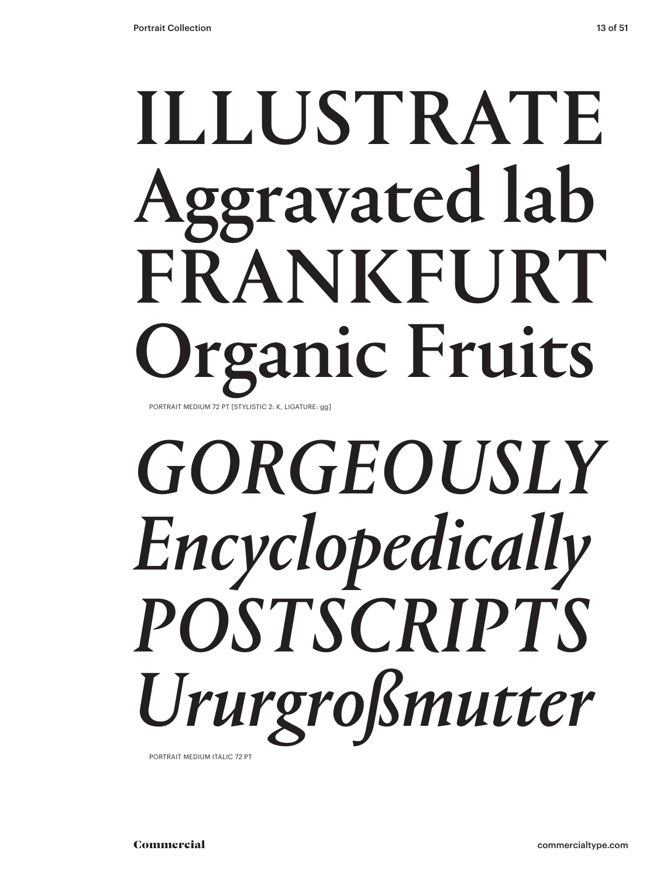ILLUSTRATE
Aggravated lab
FRANKFURT
Organic Fruits

PORTRAIT MEDIUM 72 PT [STYLISTIC 2: K, LIGATURE: gg]

*GORGEOUSLY*
*Encyclopedically*
*POSTSCRIPTS*
*Urgroßmutter*

PORTRAIT MEDIUM ITALIC 72 PT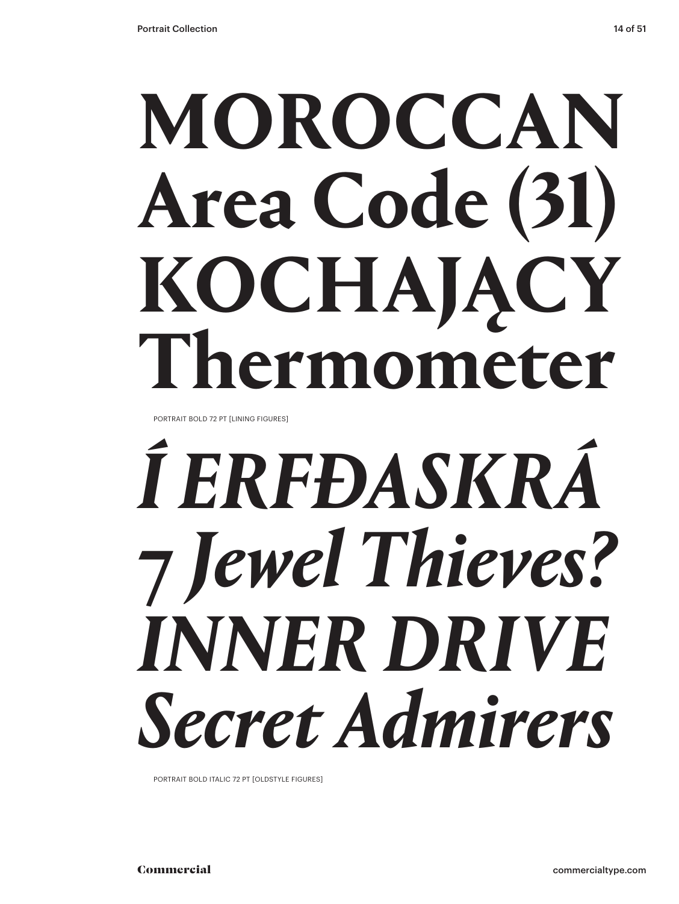**MOROCCAN**
**Area Code (31)**
**KOCHAJĄCY**
**Thermometer**

PORTRAIT BOLD 72 PT [LINING FIGURES]

***Í ERFÐASKRÁ***
***7 Jewel Thieves?***
***INNER DRIVE***
***Secret Admirers***

PORTRAIT BOLD ITALIC 72 PT [OLDSTYLE FIGURES]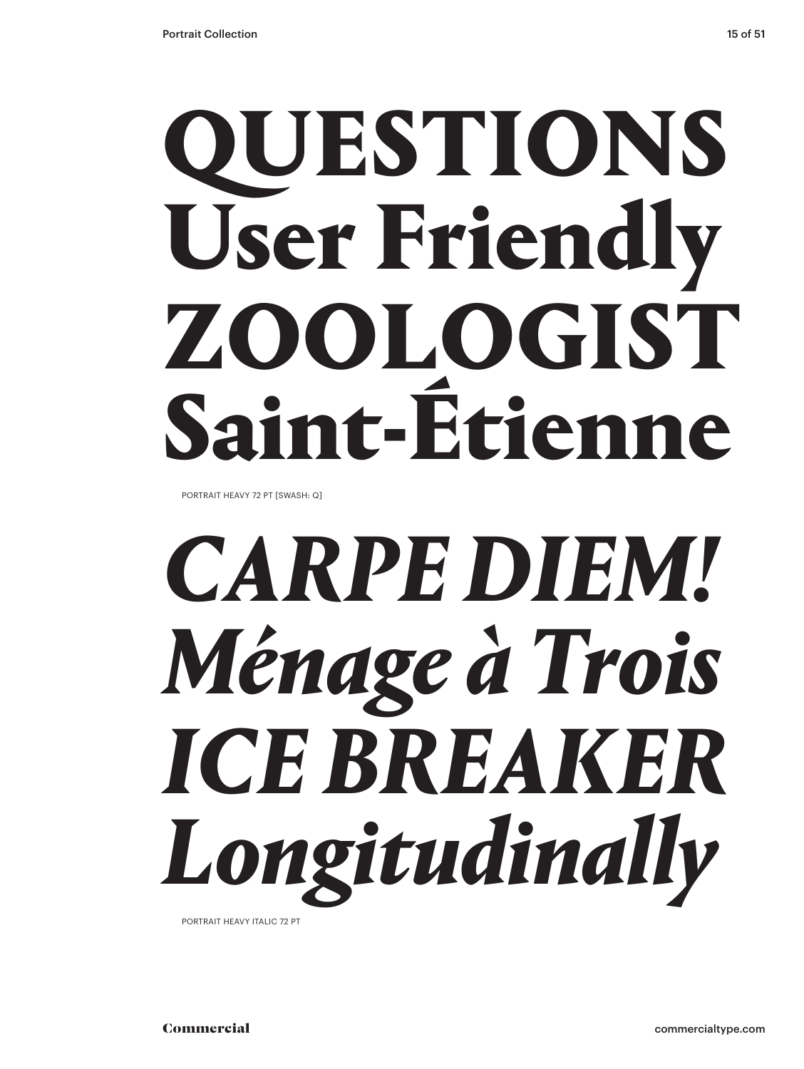# QUESTIONS
# User Friendly
# ZOOLOGIST
# Saint-Étienne

PORTRAIT HEAVY 72 PT [SWASH: Q]

# *CARPE DIEM!*
# *Ménage à Trois*
# *ICE BREAKER*
# *Longitudinally*

PORTRAIT HEAVY ITALIC 72 PT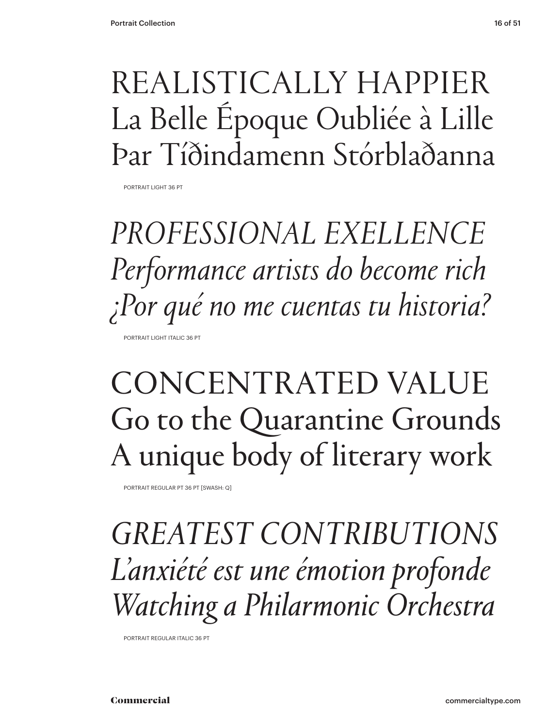REALISTICALLY HAPPIER
La Belle Époque Oubliée à Lille
Þar Tíðindamenn Stórblaðanna

PORTRAIT LIGHT 36 PT

*PROFESSIONAL EXELLENCE*
*Performance artists do become rich*
*¿Por qué no me cuentas tu historia?*

PORTRAIT LIGHT ITALIC 36 PT

CONCENTRATED VALUE
Go to the Quarantine Grounds
A unique body of literary work

PORTRAIT REGULAR PT 36 PT [SWASH: Q]

*GREATEST CONTRIBUTIONS*
*L'anxiété est une émotion profonde*
*Watching a Philarmonic Orchestra*

PORTRAIT REGULAR ITALIC 36 PT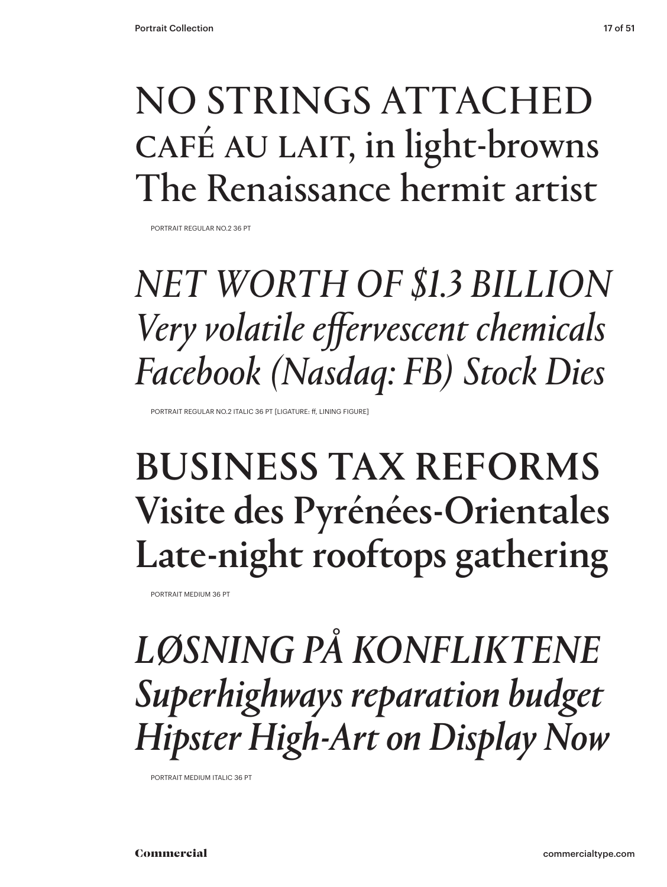NO STRINGS ATTACHED
CAFÉ AU LAIT, in light-browns
The Renaissance hermit artist

PORTRAIT REGULAR NO.2 36 PT

*NET WORTH OF $1.3 BILLION*
*Very volatile effervescent chemicals*
*Facebook (Nasdaq: FB) Stock Dies*

PORTRAIT REGULAR NO.2 ITALIC 36 PT [LIGATURE: ff, LINING FIGURE]

**BUSINESS TAX REFORMS**
**Visite des Pyrénées-Orientales**
**Late-night rooftops gathering**

PORTRAIT MEDIUM 36 PT

***LØSNING PÅ KONFLIKTENE***
***Superhighways reparation budget***
***Hipster High-Art on Display Now***

PORTRAIT MEDIUM ITALIC 36 PT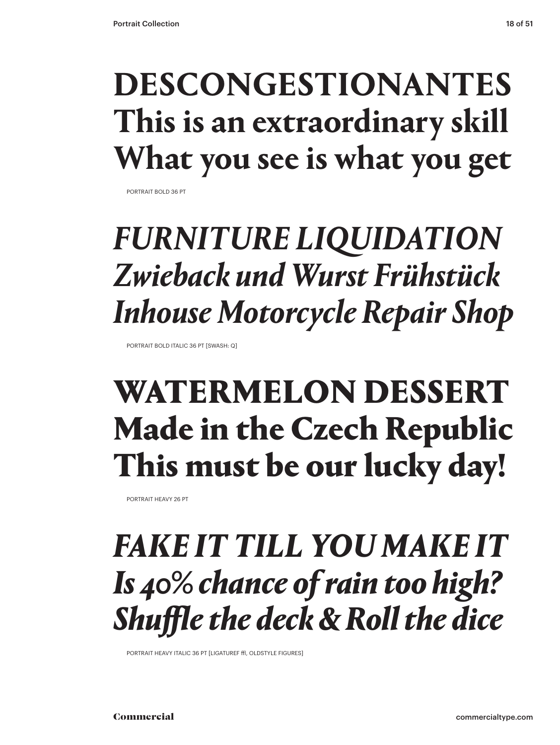**DESCONGESTIONANTES**
**This is an extraordinary skill**
**What you see is what you get**

PORTRAIT BOLD 36 PT

***FURNITURE LIQUIDATION***
***Zwieback und Wurst Frühstück***
***Inhouse Motorcycle Repair Shop***

PORTRAIT BOLD ITALIC 36 PT [SWASH: Q]

**WATERMELON DESSERT**
**Made in the Czech Republic**
**This must be our lucky day!**

PORTRAIT HEAVY 26 PT

***FAKE IT TILL YOU MAKE IT***
***Is 40% chance of rain too high?***
***Shuffle the deck & Roll the dice***

PORTRAIT HEAVY ITALIC 36 PT [LIGATUREF ffl, OLDSTYLE FIGURES]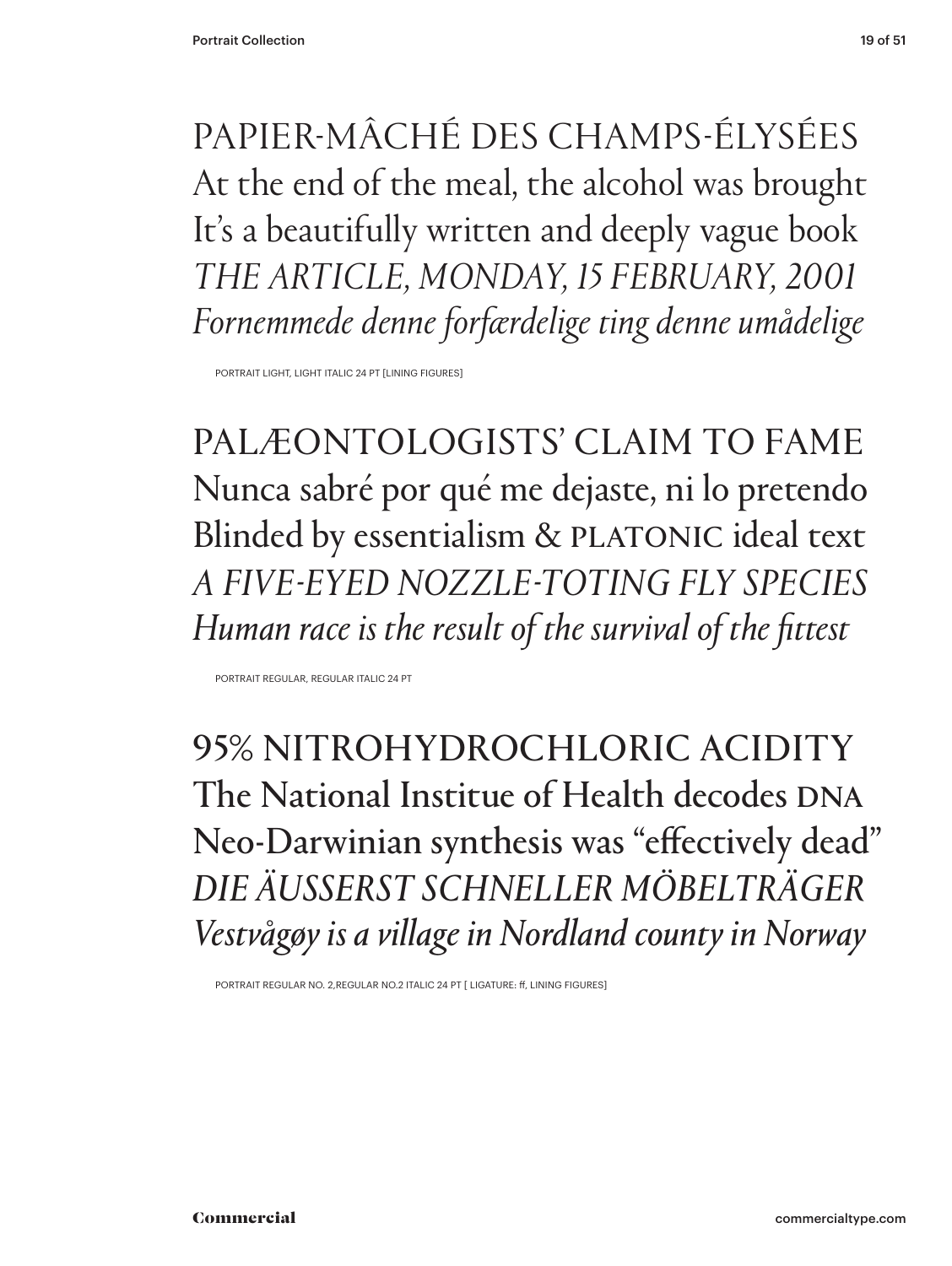PAPIER-MÂCHÉ DES CHAMPS-ÉLYSÉES
At the end of the meal, the alcohol was brought
It's a beautifully written and deeply vague book
*THE ARTICLE, MONDAY, 15 FEBRUARY, 2001*
*Fornemmede denne forfærdelige ting denne umådelige*

PORTRAIT LIGHT, LIGHT ITALIC 24 PT [LINING FIGURES]

PALÆONTOLOGISTS' CLAIM TO FAME
Nunca sabré por qué me dejaste, ni lo pretendo
Blinded by essentialism & PLATONIC ideal text
*A FIVE-EYED NOZZLE-TOTING FLY SPECIES*
*Human race is the result of the survival of the fittest*

PORTRAIT REGULAR, REGULAR ITALIC 24 PT

95% NITROHYDROCHLORIC ACIDITY
The National Institue of Health decodes DNA
Neo-Darwinian synthesis was "effectively dead"
*DIE ÄUSSERST SCHNELLER MÖBELTRÄGER*
*Vestvågøy is a village in Nordland county in Norway*

PORTRAIT REGULAR NO. 2,REGULAR NO.2 ITALIC 24 PT [ LIGATURE: ff, LINING FIGURES]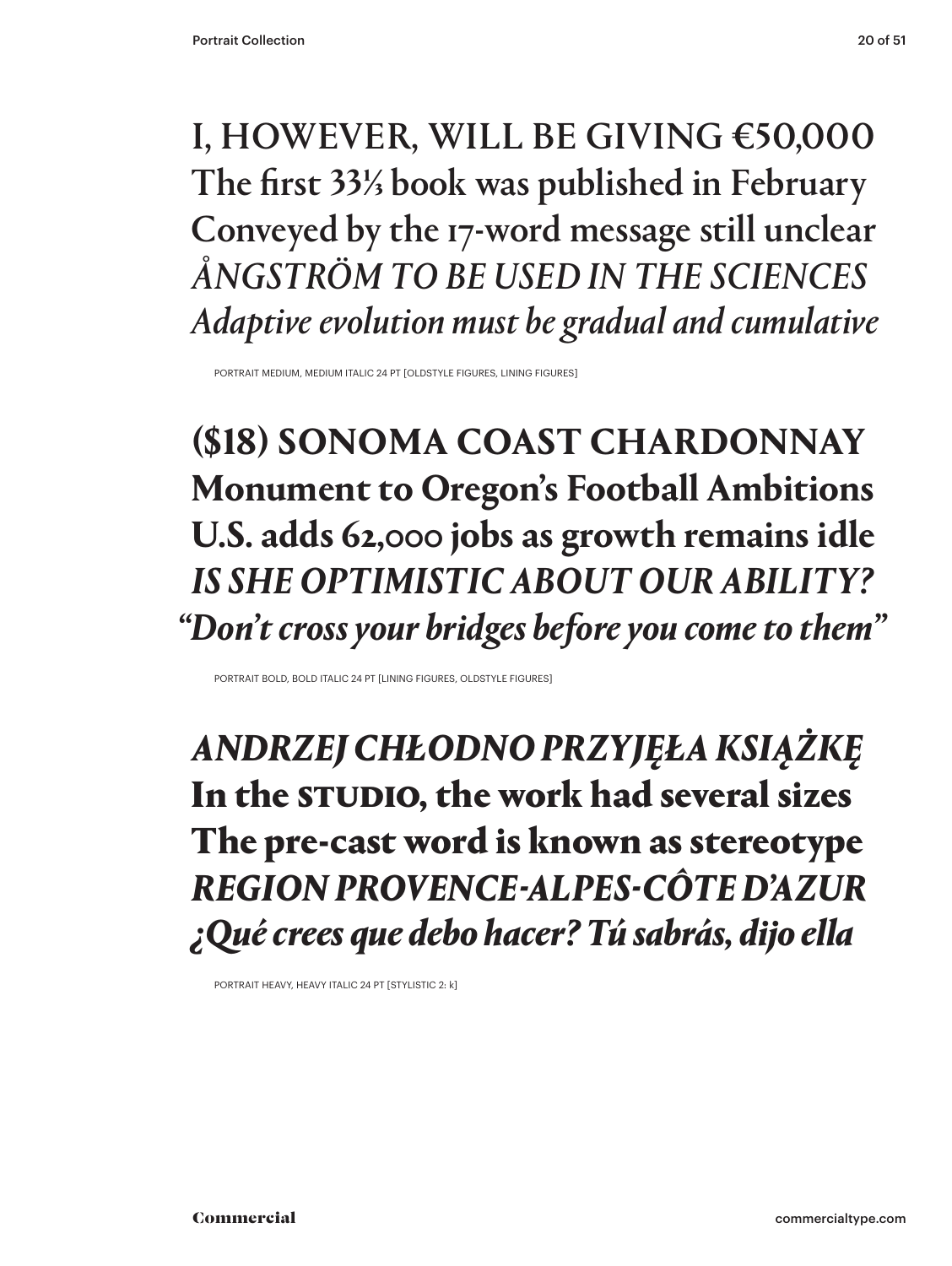I, HOWEVER, WILL BE GIVING €50,000

The first 33⅓ book was published in February

Conveyed by the 17-word message still unclear

*ÅNGSTRÖM TO BE USED IN THE SCIENCES*

*Adaptive evolution must be gradual and cumulative*

PORTRAIT MEDIUM, MEDIUM ITALIC 24 PT [OLDSTYLE FIGURES, LINING FIGURES]

**($18) SONOMA COAST CHARDONNAY**

**Monument to Oregon's Football Ambitions**

**U.S. adds 62,000 jobs as growth remains idle**

***IS SHE OPTIMISTIC ABOUT OUR ABILITY?***

***"Don't cross your bridges before you come to them"***

PORTRAIT BOLD, BOLD ITALIC 24 PT [LINING FIGURES, OLDSTYLE FIGURES]

***ANDRZEJ CHŁODNO PRZYJĘŁA KSIĄŻKĘ***

**In the STUDIO, the work had several sizes**

**The pre-cast word is known as stereotype**

***REGION PROVENCE-ALPES-CÔTE D'AZUR***

***¿Qué crees que debo hacer? Tú sabrás, dijo ella***

PORTRAIT HEAVY, HEAVY ITALIC 24 PT [STYLISTIC 2: k]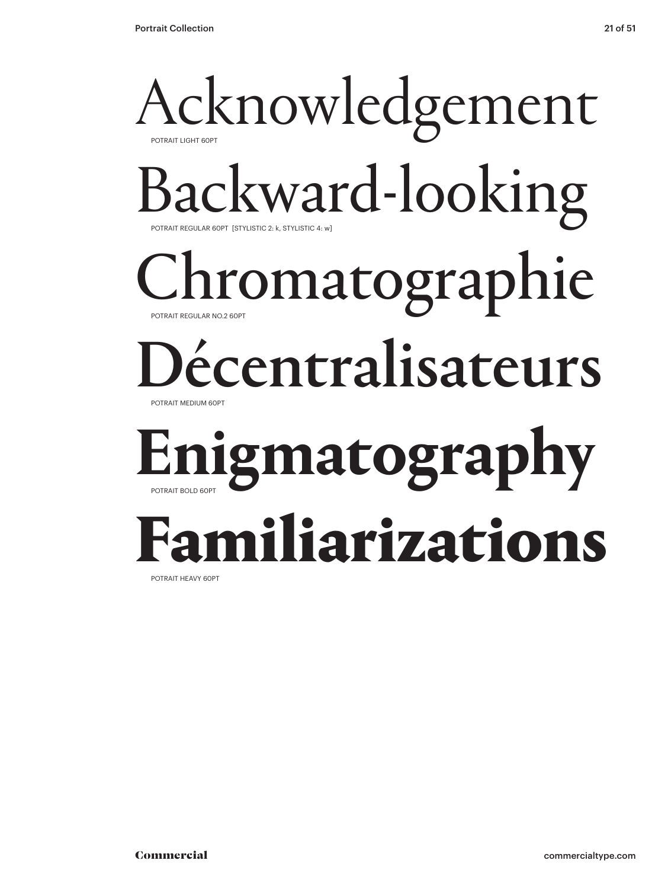Acknowledgement

POTRAIT LIGHT 60PT

Backward-looking

POTRAIT REGULAR 60PT [STYLISTIC 2: k, STYLISTIC 4: w]

Chromatographie

POTRAIT REGULAR NO.2 60PT

Décentralisateurs

POTRAIT MEDIUM 60PT

**Enigmatography**

POTRAIT BOLD 60PT

**Familiarizations**

POTRAIT HEAVY 60PT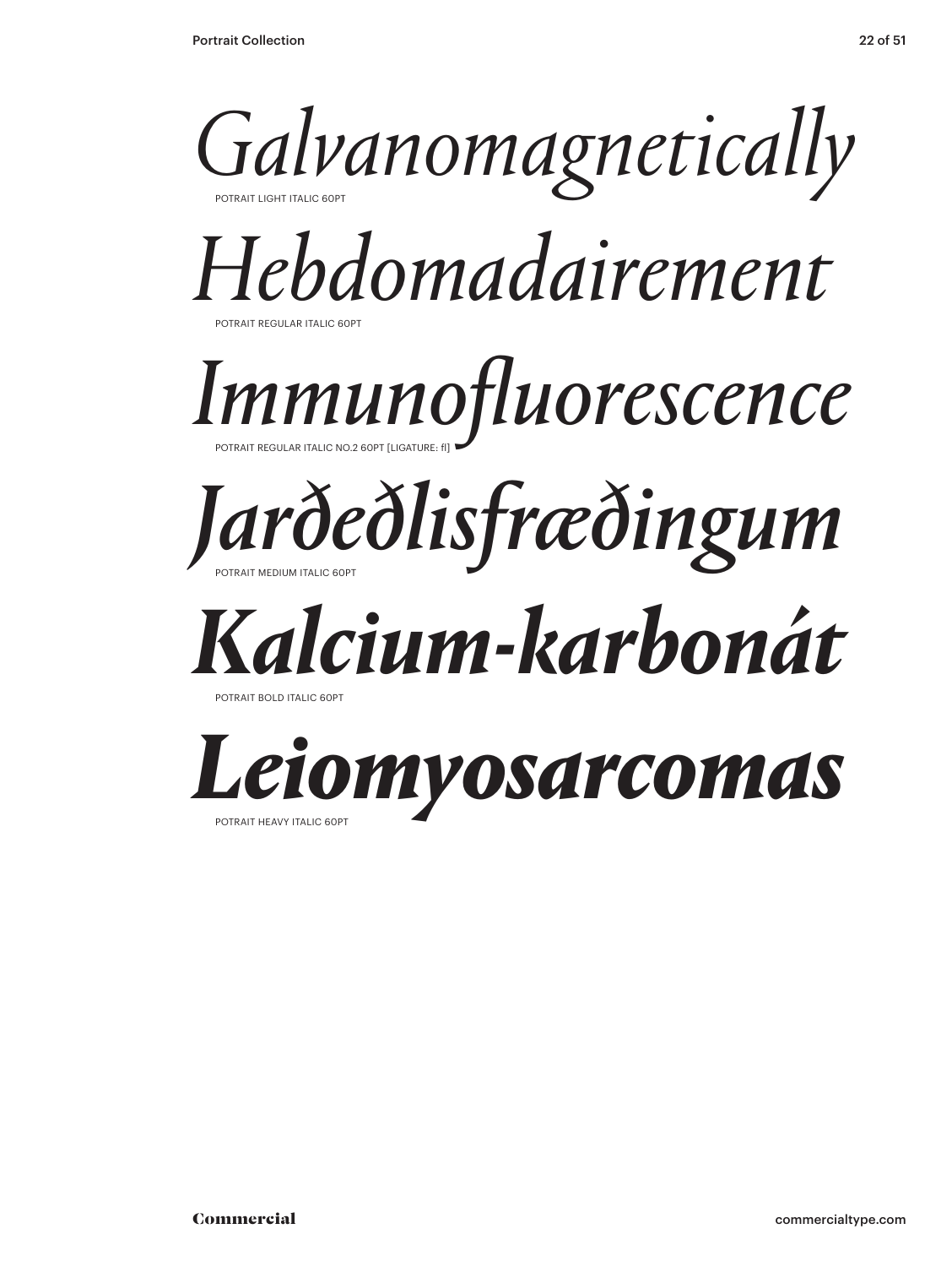*Galvanomagnetically*

POTRAIT LIGHT ITALIC 60PT

*Hebdomadairement*

POTRAIT REGULAR ITALIC 60PT

*Immunofluorescence*

POTRAIT REGULAR ITALIC NO.2 60PT [LIGATURE: fl]

*Jarðeðlisfræðingum*

POTRAIT MEDIUM ITALIC 60PT

***Kalcium-karbonát***

POTRAIT BOLD ITALIC 60PT

***Leiomyosarcomas***

POTRAIT HEAVY ITALIC 60PT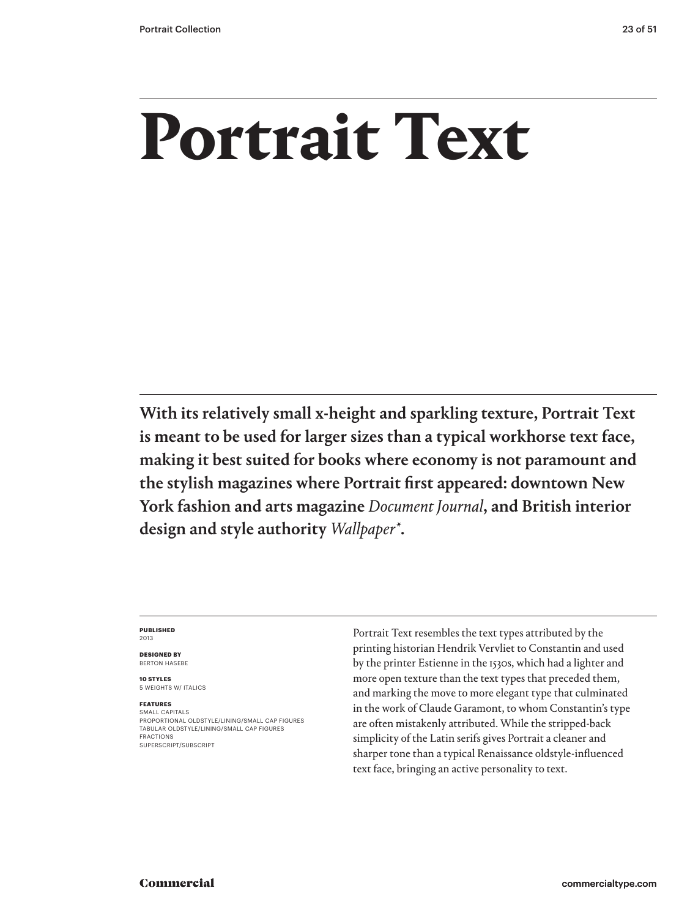# Portrait Text

**With its relatively small x-height and sparkling texture, Portrait Text is meant to be used for larger sizes than a typical workhorse text face, making it best suited for books where economy is not paramount and the stylish magazines where Portrait first appeared: downtown New York fashion and arts magazine *Document Journal*, and British interior design and style authority *Wallpaper**.**

**PUBLISHED**
2013

**DESIGNED BY**
BERTON HASEBE

**10 STYLES**
5 WEIGHTS W/ ITALICS

**FEATURES**
SMALL CAPITALS
PROPORTIONAL OLDSTYLE/LINING/SMALL CAP FIGURES
TABULAR OLDSTYLE/LINING/SMALL CAP FIGURES
FRACTIONS
SUPERSCRIPT/SUBSCRIPT

Portrait Text resembles the text types attributed by the printing historian Hendrik Vervliet to Constantin and used by the printer Estienne in the 1530s, which had a lighter and more open texture than the text types that preceded them, and marking the move to more elegant type that culminated in the work of Claude Garamont, to whom Constantin's type are often mistakenly attributed. While the stripped-back simplicity of the Latin serifs gives Portrait a cleaner and sharper tone than a typical Renaissance oldstyle-influenced text face, bringing an active personality to text.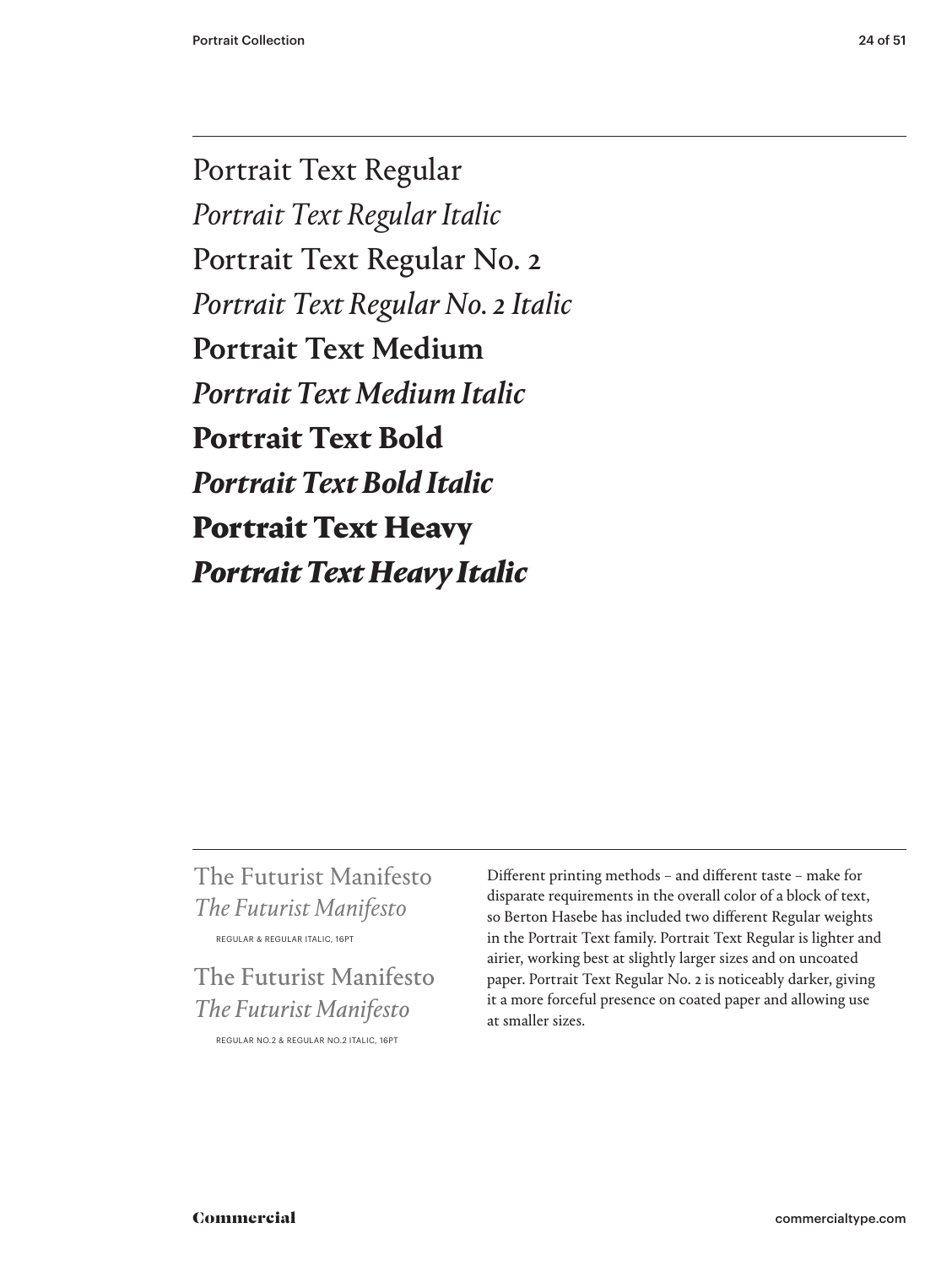Portrait Text Regular

*Portrait Text Regular Italic*

Portrait Text Regular No. 2

*Portrait Text Regular No. 2 Italic*

**Portrait Text Medium**

***Portrait Text Medium Italic***

**Portrait Text Bold**

***Portrait Text Bold Italic***

**Portrait Text Heavy**

***Portrait Text Heavy Italic***

The Futurist Manifesto
*The Futurist Manifesto*

REGULAR & REGULAR ITALIC, 16PT

The Futurist Manifesto
*The Futurist Manifesto*

REGULAR NO.2 & REGULAR NO.2 ITALIC, 16PT

Different printing methods – and different taste – make for disparate requirements in the overall color of a block of text, so Berton Hasebe has included two different Regular weights in the Portrait Text family. Portrait Text Regular is lighter and airier, working best at slightly larger sizes and on uncoated paper. Portrait Text Regular No. 2 is noticeably darker, giving it a more forceful presence on coated paper and allowing use at smaller sizes.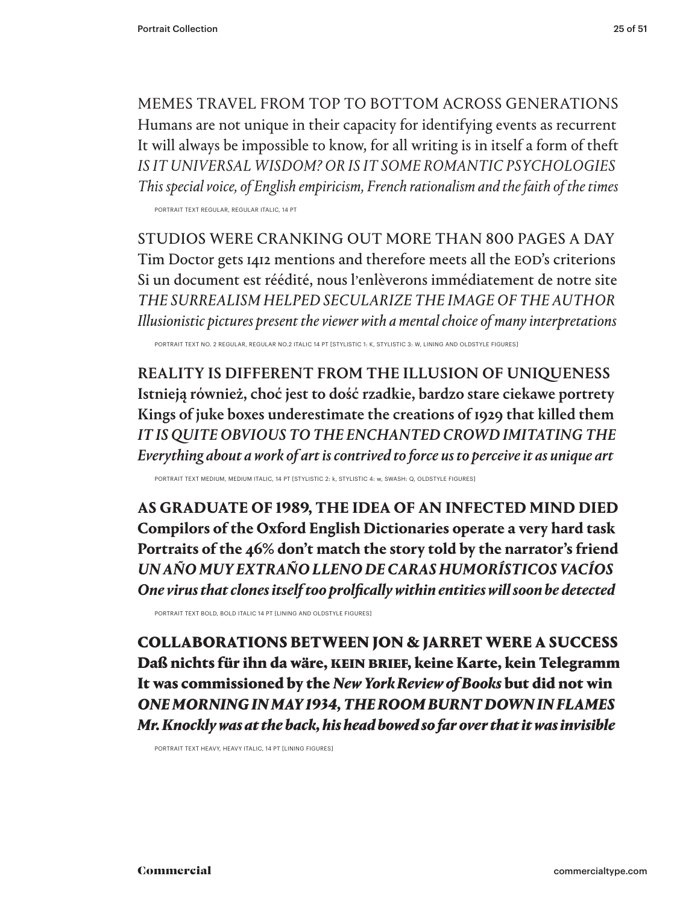MEMES TRAVEL FROM TOP TO BOTTOM ACROSS GENERATIONS
Humans are not unique in their capacity for identifying events as recurrent
It will always be impossible to know, for all writing is in itself a form of theft
*IS IT UNIVERSAL WISDOM? OR IS IT SOME ROMANTIC PSYCHOLOGIES*
*This special voice, of English empiricism, French rationalism and the faith of the times*

PORTRAIT TEXT REGULAR, REGULAR ITALIC, 14 PT

STUDIOS WERE CRANKING OUT MORE THAN 800 PAGES A DAY
Tim Doctor gets 1412 mentions and therefore meets all the EOD's criterions
Si un document est réédité, nous l'enlèverons immédiatement de notre site
*THE SURREALISM HELPED SECULARIZE THE IMAGE OF THE AUTHOR*
*Illusionistic pictures present the viewer with a mental choice of many interpretations*

PORTRAIT TEXT NO. 2 REGULAR, REGULAR NO.2 ITALIC 14 PT [STYLISTIC 1: K, STYLISTIC 3: W, LINING AND OLDSTYLE FIGURES]

**REALITY IS DIFFERENT FROM THE ILLUSION OF UNIQUENESS**
**Istnieją również, choć jest to dość rzadkie, bardzo stare ciekawe portrety**
**Kings of juke boxes underestimate the creations of 1929 that killed them**
***IT IS QUITE OBVIOUS TO THE ENCHANTED CROWD IMITATING THE***
***Everything about a work of art is contrived to force us to perceive it as unique art***

PORTRAIT TEXT MEDIUM, MEDIUM ITALIC, 14 PT [STYLISTIC 2: k, STYLISTIC 4: w, SWASH: Q, OLDSTYLE FIGURES]

**AS GRADUATE OF 1989, THE IDEA OF AN INFECTED MIND DIED**
**Compilors of the Oxford English Dictionaries operate a very hard task**
**Portraits of the 46% don't match the story told by the narrator's friend**
***UN AÑO MUY EXTRAÑO LLENO DE CARAS HUMORÍSTICOS VACÍOS***
***One virus that clones itself too prolfically within entities will soon be detected***

PORTRAIT TEXT BOLD, BOLD ITALIC 14 PT [LINING AND OLDSTYLE FIGURES]

**COLLABORATIONS BETWEEN JON & JARRET WERE A SUCCESS**
**Daß nichts für ihn da wäre, KEIN BRIEF, keine Karte, kein Telegramm**
**It was commissioned by the *New York Review of Books* but did not win**
***ONE MORNING IN MAY 1934, THE ROOM BURNT DOWN IN FLAMES***
***Mr. Knockly was at the back, his head bowed so far over that it was invisible***

PORTRAIT TEXT HEAVY, HEAVY ITALIC, 14 PT [LINING FIGURES]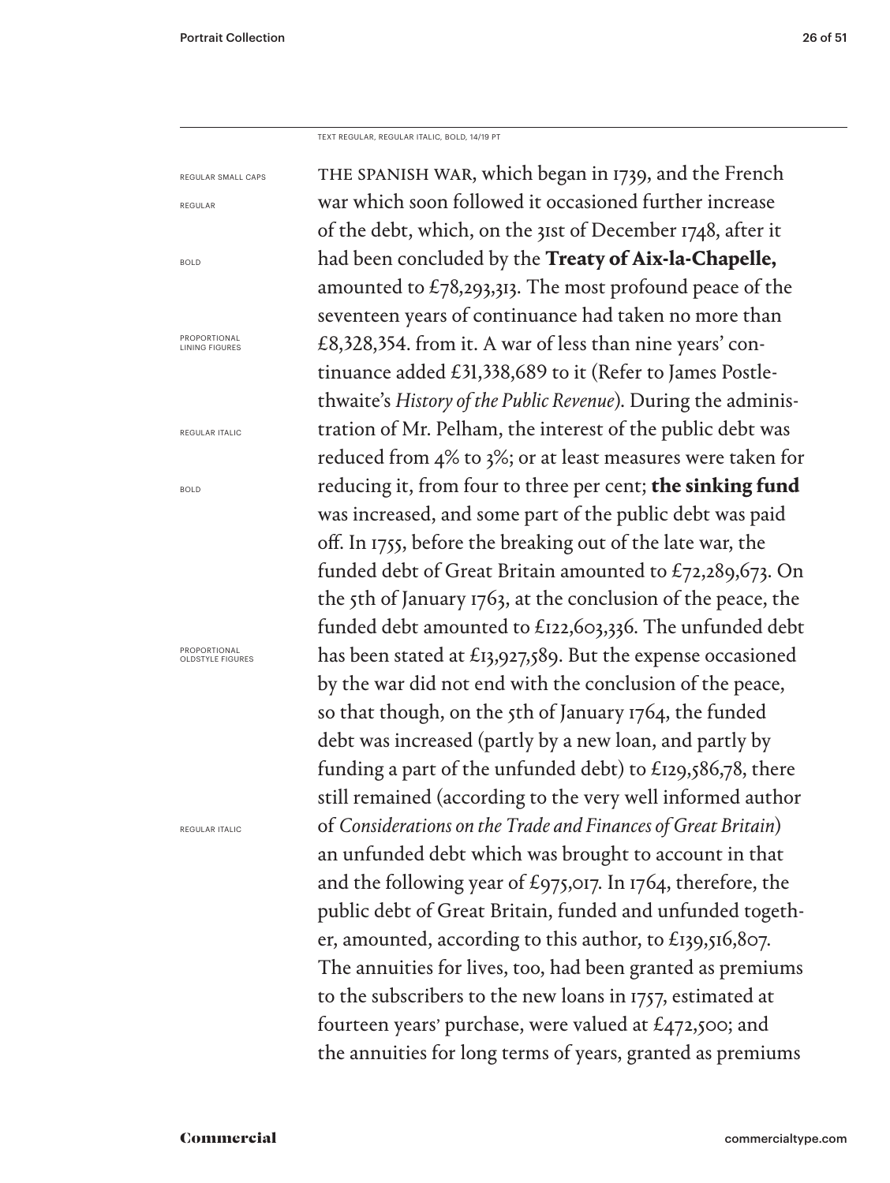TEXT REGULAR, REGULAR ITALIC, BOLD, 14/19 PT

REGULAR SMALL CAPS

REGULAR

BOLD

PROPORTIONAL LINING FIGURES

REGULAR ITALIC

BOLD

PROPORTIONAL OLDSTYLE FIGURES

REGULAR ITALIC

THE SPANISH WAR, which began in 1739, and the French war which soon followed it occasioned further increase of the debt, which, on the 31st of December 1748, after it had been concluded by the **Treaty of Aix-la-Chapelle,** amounted to £78,293,313. The most profound peace of the seventeen years of continuance had taken no more than £8,328,354. from it. A war of less than nine years' continuance added £31,338,689 to it (Refer to James Postlethwaite's *History of the Public Revenue*). During the administration of Mr. Pelham, the interest of the public debt was reduced from 4% to 3%; or at least measures were taken for reducing it, from four to three per cent; **the sinking fund** was increased, and some part of the public debt was paid off. In 1755, before the breaking out of the late war, the funded debt of Great Britain amounted to £72,289,673. On the 5th of January 1763, at the conclusion of the peace, the funded debt amounted to £122,603,336. The unfunded debt has been stated at £13,927,589. But the expense occasioned by the war did not end with the conclusion of the peace, so that though, on the 5th of January 1764, the funded debt was increased (partly by a new loan, and partly by funding a part of the unfunded debt) to £129,586,78, there still remained (according to the very well informed author of *Considerations on the Trade and Finances of Great Britain*) an unfunded debt which was brought to account in that and the following year of £975,017. In 1764, therefore, the public debt of Great Britain, funded and unfunded together, amounted, according to this author, to £139,516,807. The annuities for lives, too, had been granted as premiums to the subscribers to the new loans in 1757, estimated at fourteen years' purchase, were valued at £472,500; and the annuities for long terms of years, granted as premiums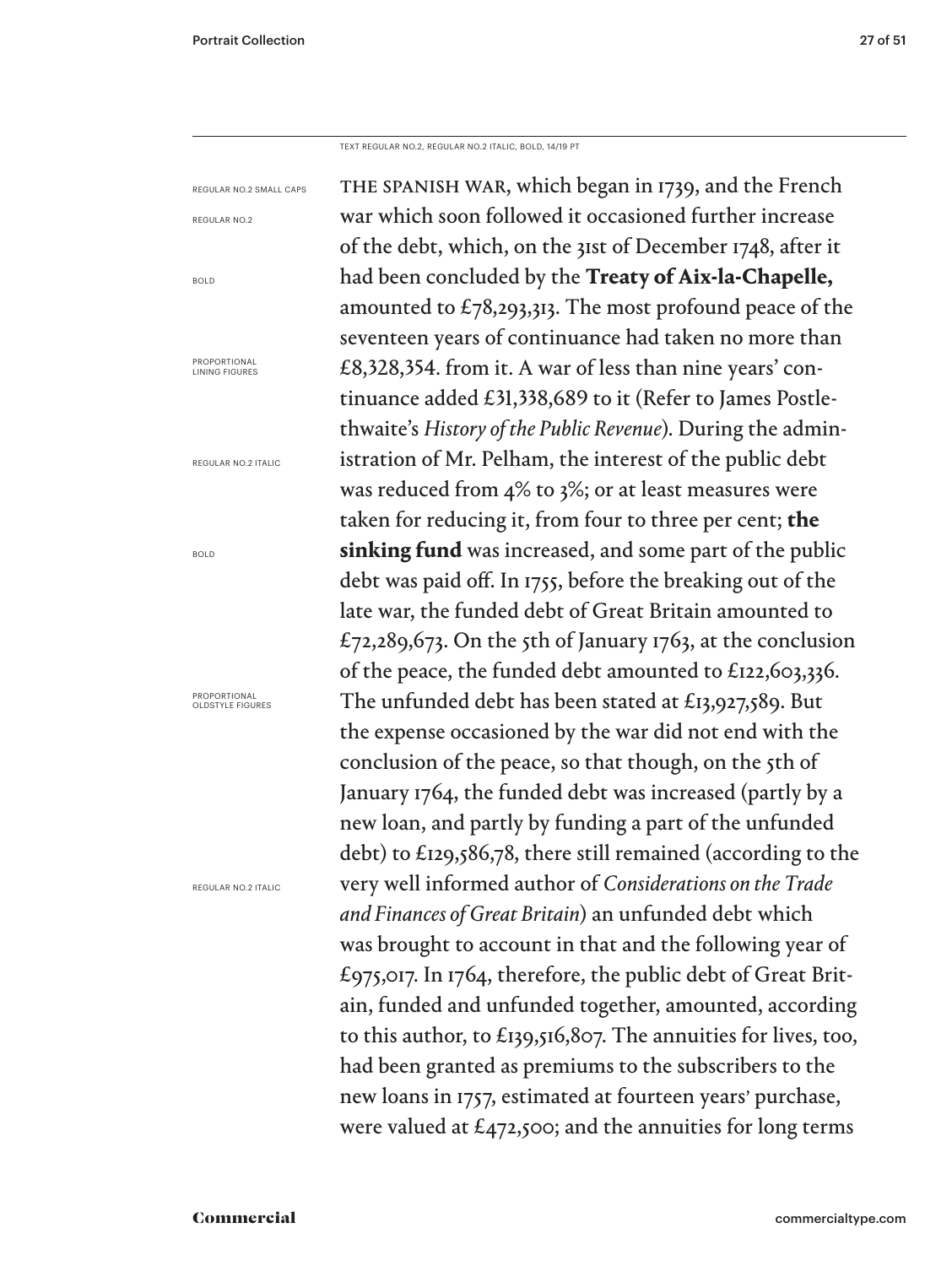TEXT REGULAR NO.2, REGULAR NO.2 ITALIC, BOLD, 14/19 PT

REGULAR NO.2 SMALL CAPS

REGULAR NO.2

BOLD

PROPORTIONAL LINING FIGURES

REGULAR NO.2 ITALIC

BOLD

PROPORTIONAL OLDSTYLE FIGURES

REGULAR NO.2 ITALIC

THE SPANISH WAR, which began in 1739, and the French war which soon followed it occasioned further increase of the debt, which, on the 31st of December 1748, after it had been concluded by the **Treaty of Aix-la-Chapelle,** amounted to £78,293,313. The most profound peace of the seventeen years of continuance had taken no more than £8,328,354. from it. A war of less than nine years' continuance added £31,338,689 to it (Refer to James Postlethwaite's *History of the Public Revenue*). During the administration of Mr. Pelham, the interest of the public debt was reduced from 4% to 3%; or at least measures were taken for reducing it, from four to three per cent; **the sinking fund** was increased, and some part of the public debt was paid off. In 1755, before the breaking out of the late war, the funded debt of Great Britain amounted to £72,289,673. On the 5th of January 1763, at the conclusion of the peace, the funded debt amounted to £122,603,336. The unfunded debt has been stated at £13,927,589. But the expense occasioned by the war did not end with the conclusion of the peace, so that though, on the 5th of January 1764, the funded debt was increased (partly by a new loan, and partly by funding a part of the unfunded debt) to £129,586,78, there still remained (according to the very well informed author of *Considerations on the Trade and Finances of Great Britain*) an unfunded debt which was brought to account in that and the following year of £975,017. In 1764, therefore, the public debt of Great Britain, funded and unfunded together, amounted, according to this author, to £139,516,807. The annuities for lives, too, had been granted as premiums to the subscribers to the new loans in 1757, estimated at fourteen years' purchase, were valued at £472,500; and the annuities for long terms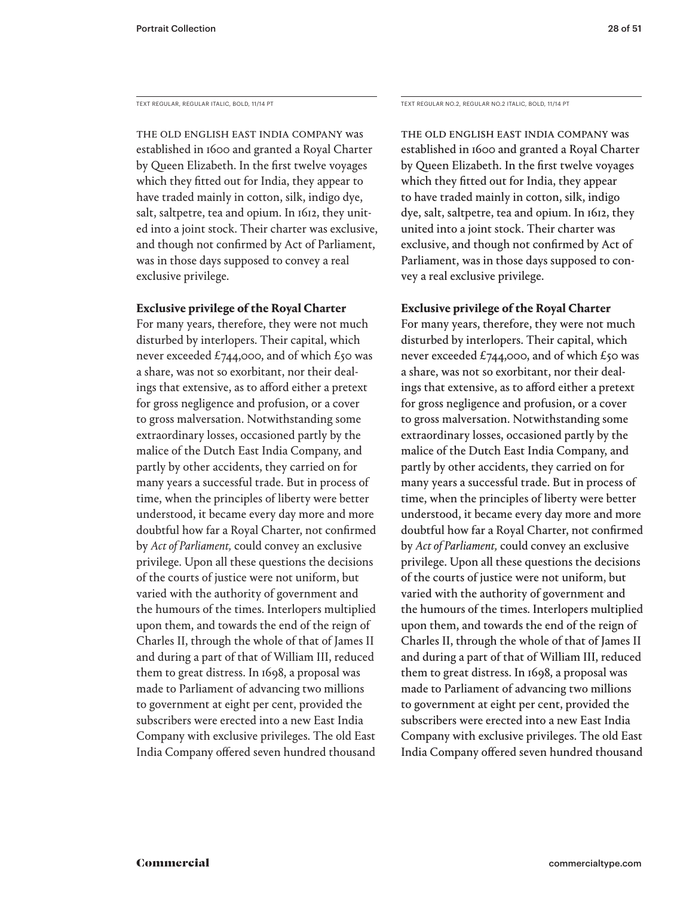TEXT REGULAR, REGULAR ITALIC, BOLD, 11/14 PT

THE OLD ENGLISH EAST INDIA COMPANY was established in 1600 and granted a Royal Charter by Queen Elizabeth. In the first twelve voyages which they fitted out for India, they appear to have traded mainly in cotton, silk, indigo dye, salt, saltpetre, tea and opium. In 1612, they united into a joint stock. Their charter was exclusive, and though not confirmed by Act of Parliament, was in those days supposed to convey a real exclusive privilege.

**Exclusive privilege of the Royal Charter**
For many years, therefore, they were not much disturbed by interlopers. Their capital, which never exceeded £744,000, and of which £50 was a share, was not so exorbitant, nor their dealings that extensive, as to afford either a pretext for gross negligence and profusion, or a cover to gross malversation. Notwithstanding some extraordinary losses, occasioned partly by the malice of the Dutch East India Company, and partly by other accidents, they carried on for many years a successful trade. But in process of time, when the principles of liberty were better understood, it became every day more and more doubtful how far a Royal Charter, not confirmed by *Act of Parliament,* could convey an exclusive privilege. Upon all these questions the decisions of the courts of justice were not uniform, but varied with the authority of government and the humours of the times. Interlopers multiplied upon them, and towards the end of the reign of Charles II, through the whole of that of James II and during a part of that of William III, reduced them to great distress. In 1698, a proposal was made to Parliament of advancing two millions to government at eight per cent, provided the subscribers were erected into a new East India Company with exclusive privileges. The old East India Company offered seven hundred thousand

TEXT REGULAR NO.2, REGULAR NO.2 ITALIC, BOLD, 11/14 PT

THE OLD ENGLISH EAST INDIA COMPANY was established in 1600 and granted a Royal Charter by Queen Elizabeth. In the first twelve voyages which they fitted out for India, they appear to have traded mainly in cotton, silk, indigo dye, salt, saltpetre, tea and opium. In 1612, they united into a joint stock. Their charter was exclusive, and though not confirmed by Act of Parliament, was in those days supposed to convey a real exclusive privilege.

**Exclusive privilege of the Royal Charter**
For many years, therefore, they were not much disturbed by interlopers. Their capital, which never exceeded £744,000, and of which £50 was a share, was not so exorbitant, nor their dealings that extensive, as to afford either a pretext for gross negligence and profusion, or a cover to gross malversation. Notwithstanding some extraordinary losses, occasioned partly by the malice of the Dutch East India Company, and partly by other accidents, they carried on for many years a successful trade. But in process of time, when the principles of liberty were better understood, it became every day more and more doubtful how far a Royal Charter, not confirmed by *Act of Parliament,* could convey an exclusive privilege. Upon all these questions the decisions of the courts of justice were not uniform, but varied with the authority of government and the humours of the times. Interlopers multiplied upon them, and towards the end of the reign of Charles II, through the whole of that of James II and during a part of that of William III, reduced them to great distress. In 1698, a proposal was made to Parliament of advancing two millions to government at eight per cent, provided the subscribers were erected into a new East India Company with exclusive privileges. The old East India Company offered seven hundred thousand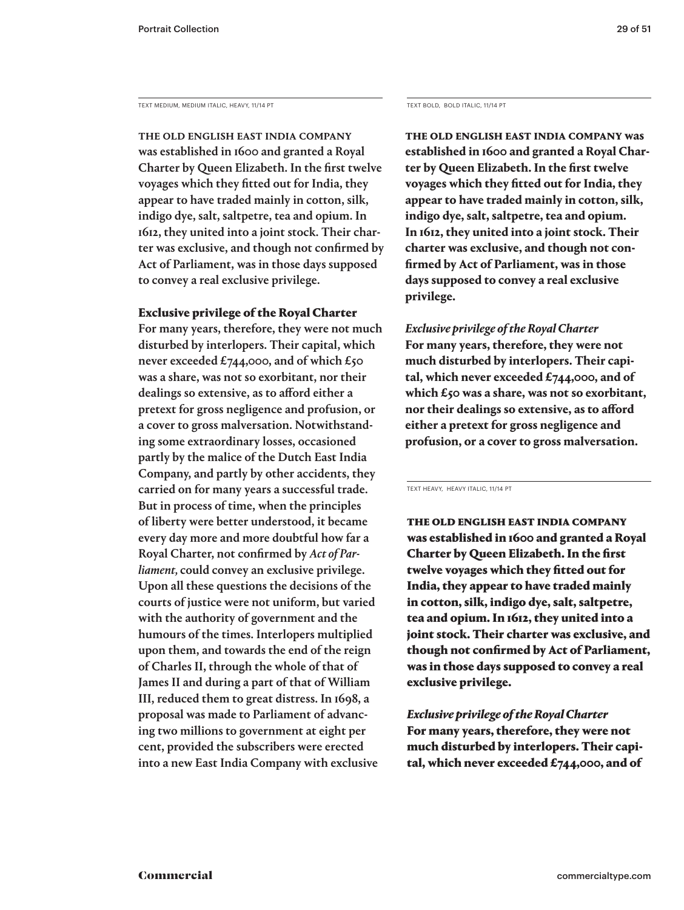TEXT MEDIUM, MEDIUM ITALIC, HEAVY, 11/14 PT

THE OLD ENGLISH EAST INDIA COMPANY was established in 1600 and granted a Royal Charter by Queen Elizabeth. In the first twelve voyages which they fitted out for India, they appear to have traded mainly in cotton, silk, indigo dye, salt, saltpetre, tea and opium. In 1612, they united into a joint stock. Their charter was exclusive, and though not confirmed by Act of Parliament, was in those days supposed to convey a real exclusive privilege.

**Exclusive privilege of the Royal Charter**

For many years, therefore, they were not much disturbed by interlopers. Their capital, which never exceeded £744,000, and of which £50 was a share, was not so exorbitant, nor their dealings so extensive, as to afford either a pretext for gross negligence and profusion, or a cover to gross malversation. Notwithstanding some extraordinary losses, occasioned partly by the malice of the Dutch East India Company, and partly by other accidents, they carried on for many years a successful trade. But in process of time, when the principles of liberty were better understood, it became every day more and more doubtful how far a Royal Charter, not confirmed by *Act of Parliament,* could convey an exclusive privilege. Upon all these questions the decisions of the courts of justice were not uniform, but varied with the authority of government and the humours of the times. Interlopers multiplied upon them, and towards the end of the reign of Charles II, through the whole of that of James II and during a part of that of William III, reduced them to great distress. In 1698, a proposal was made to Parliament of advancing two millions to government at eight per cent, provided the subscribers were erected into a new East India Company with exclusive

TEXT BOLD, BOLD ITALIC, 11/14 PT

**THE OLD ENGLISH EAST INDIA COMPANY was established in 1600 and granted a Royal Charter by Queen Elizabeth. In the first twelve voyages which they fitted out for India, they appear to have traded mainly in cotton, silk, indigo dye, salt, saltpetre, tea and opium. In 1612, they united into a joint stock. Their charter was exclusive, and though not confirmed by Act of Parliament, was in those days supposed to convey a real exclusive privilege.**

***Exclusive privilege of the Royal Charter***

**For many years, therefore, they were not much disturbed by interlopers. Their capital, which never exceeded £744,000, and of which £50 was a share, was not so exorbitant, nor their dealings so extensive, as to afford either a pretext for gross negligence and profusion, or a cover to gross malversation.**

TEXT HEAVY, HEAVY ITALIC, 11/14 PT

**THE OLD ENGLISH EAST INDIA COMPANY was established in 1600 and granted a Royal Charter by Queen Elizabeth. In the first twelve voyages which they fitted out for India, they appear to have traded mainly in cotton, silk, indigo dye, salt, saltpetre, tea and opium. In 1612, they united into a joint stock. Their charter was exclusive, and though not confirmed by Act of Parliament, was in those days supposed to convey a real exclusive privilege.**

***Exclusive privilege of the Royal Charter***

**For many years, therefore, they were not much disturbed by interlopers. Their capital, which never exceeded £744,000, and of**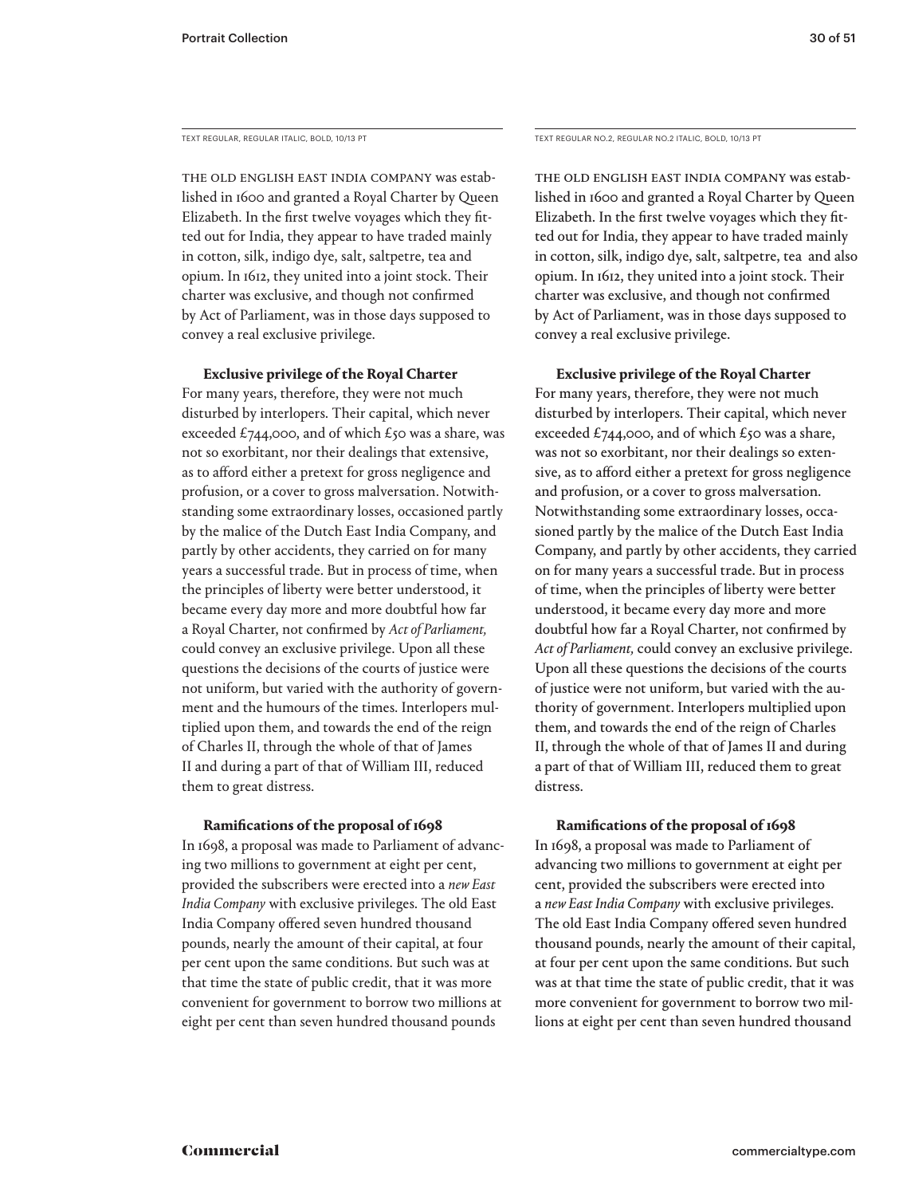TEXT REGULAR, REGULAR ITALIC, BOLD, 10/13 PT

THE OLD ENGLISH EAST INDIA COMPANY was established in 1600 and granted a Royal Charter by Queen Elizabeth. In the first twelve voyages which they fitted out for India, they appear to have traded mainly in cotton, silk, indigo dye, salt, saltpetre, tea and opium. In 1612, they united into a joint stock. Their charter was exclusive, and though not confirmed by Act of Parliament, was in those days supposed to convey a real exclusive privilege.

**Exclusive privilege of the Royal Charter**

For many years, therefore, they were not much disturbed by interlopers. Their capital, which never exceeded £744,000, and of which £50 was a share, was not so exorbitant, nor their dealings that extensive, as to afford either a pretext for gross negligence and profusion, or a cover to gross malversation. Notwithstanding some extraordinary losses, occasioned partly by the malice of the Dutch East India Company, and partly by other accidents, they carried on for many years a successful trade. But in process of time, when the principles of liberty were better understood, it became every day more and more doubtful how far a Royal Charter, not confirmed by *Act of Parliament,* could convey an exclusive privilege. Upon all these questions the decisions of the courts of justice were not uniform, but varied with the authority of government and the humours of the times. Interlopers multiplied upon them, and towards the end of the reign of Charles II, through the whole of that of James II and during a part of that of William III, reduced them to great distress.

**Ramifications of the proposal of 1698**

In 1698, a proposal was made to Parliament of advancing two millions to government at eight per cent, provided the subscribers were erected into a *new East India Company* with exclusive privileges. The old East India Company offered seven hundred thousand pounds, nearly the amount of their capital, at four per cent upon the same conditions. But such was at that time the state of public credit, that it was more convenient for government to borrow two millions at eight per cent than seven hundred thousand pounds

TEXT REGULAR NO.2, REGULAR NO.2 ITALIC, BOLD, 10/13 PT

THE OLD ENGLISH EAST INDIA COMPANY was established in 1600 and granted a Royal Charter by Queen Elizabeth. In the first twelve voyages which they fitted out for India, they appear to have traded mainly in cotton, silk, indigo dye, salt, saltpetre, tea and also opium. In 1612, they united into a joint stock. Their charter was exclusive, and though not confirmed by Act of Parliament, was in those days supposed to convey a real exclusive privilege.

**Exclusive privilege of the Royal Charter**

For many years, therefore, they were not much disturbed by interlopers. Their capital, which never exceeded £744,000, and of which £50 was a share, was not so exorbitant, nor their dealings so extensive, as to afford either a pretext for gross negligence and profusion, or a cover to gross malversation. Notwithstanding some extraordinary losses, occasioned partly by the malice of the Dutch East India Company, and partly by other accidents, they carried on for many years a successful trade. But in process of time, when the principles of liberty were better understood, it became every day more and more doubtful how far a Royal Charter, not confirmed by *Act of Parliament,* could convey an exclusive privilege. Upon all these questions the decisions of the courts of justice were not uniform, but varied with the authority of government. Interlopers multiplied upon them, and towards the end of the reign of Charles II, through the whole of that of James II and during a part of that of William III, reduced them to great distress.

**Ramifications of the proposal of 1698**

In 1698, a proposal was made to Parliament of advancing two millions to government at eight per cent, provided the subscribers were erected into a *new East India Company* with exclusive privileges. The old East India Company offered seven hundred thousand pounds, nearly the amount of their capital, at four per cent upon the same conditions. But such was at that time the state of public credit, that it was more convenient for government to borrow two millions at eight per cent than seven hundred thousand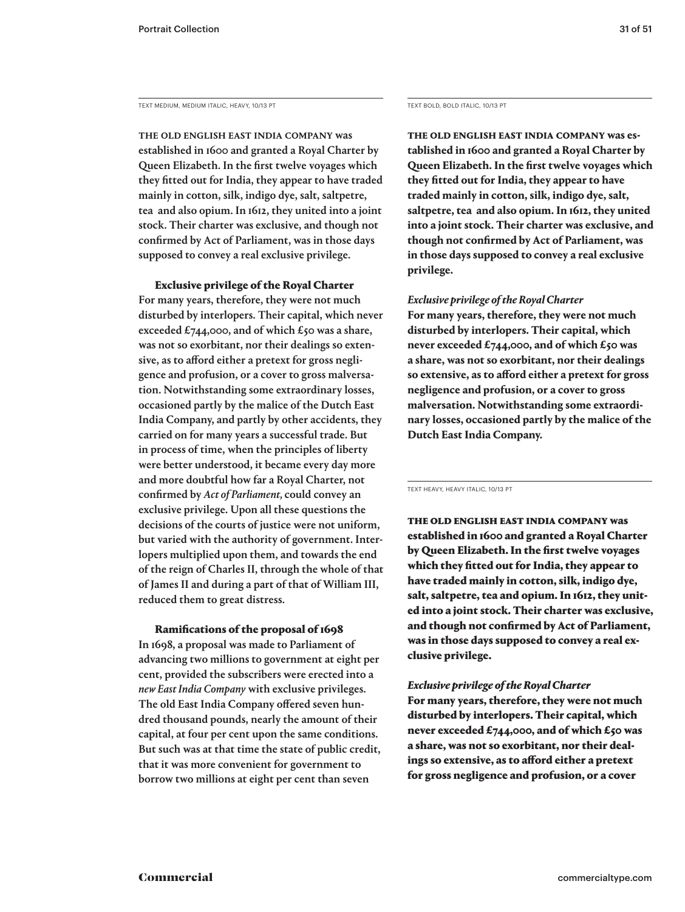TEXT MEDIUM, MEDIUM ITALIC, HEAVY, 10/13 PT

**THE OLD ENGLISH EAST INDIA COMPANY was established in 1600 and granted a Royal Charter by Queen Elizabeth. In the first twelve voyages which they fitted out for India, they appear to have traded mainly in cotton, silk, indigo dye, salt, saltpetre, tea and also opium. In 1612, they united into a joint stock. Their charter was exclusive, and though not confirmed by Act of Parliament, was in those days supposed to convey a real exclusive privilege.**

**Exclusive privilege of the Royal Charter**

**For many years, therefore, they were not much disturbed by interlopers. Their capital, which never exceeded £744,000, and of which £50 was a share, was not so exorbitant, nor their dealings so extensive, as to afford either a pretext for gross negligence and profusion, or a cover to gross malversation. Notwithstanding some extraordinary losses, occasioned partly by the malice of the Dutch East India Company, and partly by other accidents, they carried on for many years a successful trade. But in process of time, when the principles of liberty were better understood, it became every day more and more doubtful how far a Royal Charter, not confirmed by *Act of Parliament,* could convey an exclusive privilege. Upon all these questions the decisions of the courts of justice were not uniform, but varied with the authority of government. Interlopers multiplied upon them, and towards the end of the reign of Charles II, through the whole of that of James II and during a part of that of William III, reduced them to great distress.**

**Ramifications of the proposal of 1698**

**In 1698, a proposal was made to Parliament of advancing two millions to government at eight per cent, provided the subscribers were erected into a *new East India Company* with exclusive privileges. The old East India Company offered seven hundred thousand pounds, nearly the amount of their capital, at four per cent upon the same conditions. But such was at that time the state of public credit, that it was more convenient for government to borrow two millions at eight per cent than seven**

TEXT BOLD, BOLD ITALIC, 10/13 PT

**THE OLD ENGLISH EAST INDIA COMPANY was established in 1600 and granted a Royal Charter by Queen Elizabeth. In the first twelve voyages which they fitted out for India, they appear to have traded mainly in cotton, silk, indigo dye, salt, saltpetre, tea and also opium. In 1612, they united into a joint stock. Their charter was exclusive, and though not confirmed by Act of Parliament, was in those days supposed to convey a real exclusive privilege.**

***Exclusive privilege of the Royal Charter***

**For many years, therefore, they were not much disturbed by interlopers. Their capital, which never exceeded £744,000, and of which £50 was a share, was not so exorbitant, nor their dealings so extensive, as to afford either a pretext for gross negligence and profusion, or a cover to gross malversation. Notwithstanding some extraordinary losses, occasioned partly by the malice of the Dutch East India Company.**

TEXT HEAVY, HEAVY ITALIC, 10/13 PT

**THE OLD ENGLISH EAST INDIA COMPANY was established in 1600 and granted a Royal Charter by Queen Elizabeth. In the first twelve voyages which they fitted out for India, they appear to have traded mainly in cotton, silk, indigo dye, salt, saltpetre, tea and opium. In 1612, they united into a joint stock. Their charter was exclusive, and though not confirmed by Act of Parliament, was in those days supposed to convey a real exclusive privilege.**

***Exclusive privilege of the Royal Charter***

**For many years, therefore, they were not much disturbed by interlopers. Their capital, which never exceeded £744,000, and of which £50 was a share, was not so exorbitant, nor their dealings so extensive, as to afford either a pretext for gross negligence and profusion, or a cover**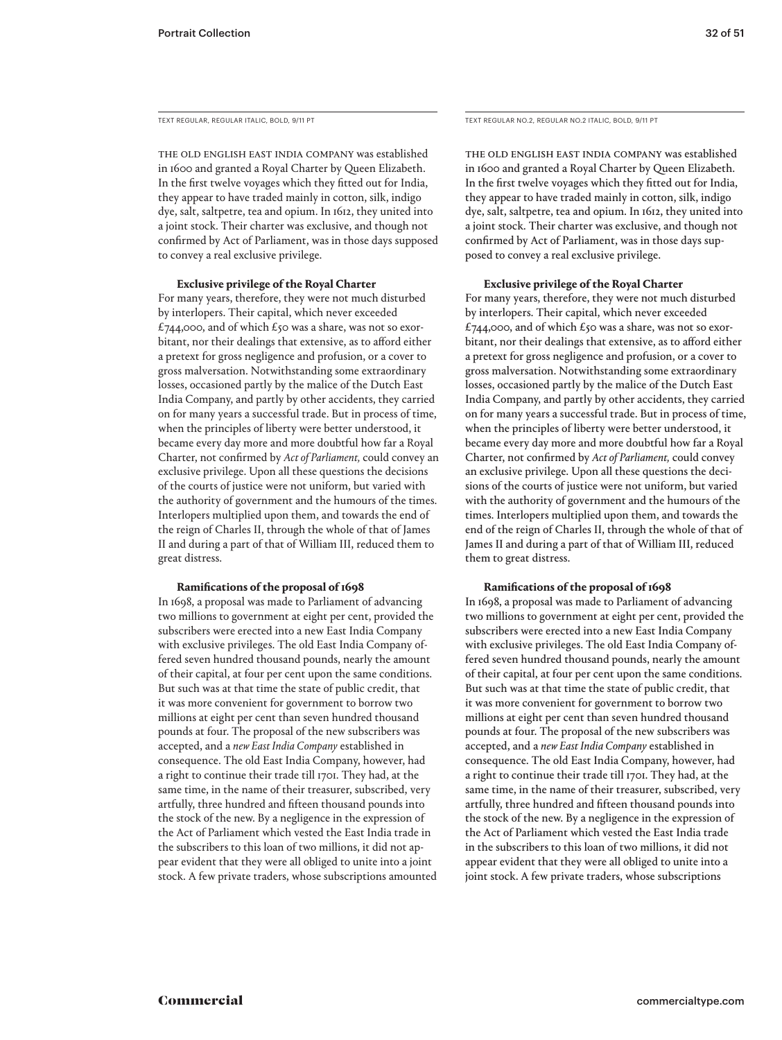TEXT REGULAR, REGULAR ITALIC, BOLD, 9/11 PT

THE OLD ENGLISH EAST INDIA COMPANY was established in 1600 and granted a Royal Charter by Queen Elizabeth. In the first twelve voyages which they fitted out for India, they appear to have traded mainly in cotton, silk, indigo dye, salt, saltpetre, tea and opium. In 1612, they united into a joint stock. Their charter was exclusive, and though not confirmed by Act of Parliament, was in those days supposed to convey a real exclusive privilege.

**Exclusive privilege of the Royal Charter**

For many years, therefore, they were not much disturbed by interlopers. Their capital, which never exceeded £744,000, and of which £50 was a share, was not so exorbitant, nor their dealings that extensive, as to afford either a pretext for gross negligence and profusion, or a cover to gross malversation. Notwithstanding some extraordinary losses, occasioned partly by the malice of the Dutch East India Company, and partly by other accidents, they carried on for many years a successful trade. But in process of time, when the principles of liberty were better understood, it became every day more and more doubtful how far a Royal Charter, not confirmed by *Act of Parliament,* could convey an exclusive privilege. Upon all these questions the decisions of the courts of justice were not uniform, but varied with the authority of government and the humours of the times. Interlopers multiplied upon them, and towards the end of the reign of Charles II, through the whole of that of James II and during a part of that of William III, reduced them to great distress.

**Ramifications of the proposal of 1698**

In 1698, a proposal was made to Parliament of advancing two millions to government at eight per cent, provided the subscribers were erected into a new East India Company with exclusive privileges. The old East India Company offered seven hundred thousand pounds, nearly the amount of their capital, at four per cent upon the same conditions. But such was at that time the state of public credit, that it was more convenient for government to borrow two millions at eight per cent than seven hundred thousand pounds at four. The proposal of the new subscribers was accepted, and a *new East India Company* established in consequence. The old East India Company, however, had a right to continue their trade till 1701. They had, at the same time, in the name of their treasurer, subscribed, very artfully, three hundred and fifteen thousand pounds into the stock of the new. By a negligence in the expression of the Act of Parliament which vested the East India trade in the subscribers to this loan of two millions, it did not appear evident that they were all obliged to unite into a joint stock. A few private traders, whose subscriptions amounted

TEXT REGULAR NO.2, REGULAR NO.2 ITALIC, BOLD, 9/11 PT

THE OLD ENGLISH EAST INDIA COMPANY was established in 1600 and granted a Royal Charter by Queen Elizabeth. In the first twelve voyages which they fitted out for India, they appear to have traded mainly in cotton, silk, indigo dye, salt, saltpetre, tea and opium. In 1612, they united into a joint stock. Their charter was exclusive, and though not confirmed by Act of Parliament, was in those days supposed to convey a real exclusive privilege.

**Exclusive privilege of the Royal Charter**

For many years, therefore, they were not much disturbed by interlopers. Their capital, which never exceeded £744,000, and of which £50 was a share, was not so exorbitant, nor their dealings that extensive, as to afford either a pretext for gross negligence and profusion, or a cover to gross malversation. Notwithstanding some extraordinary losses, occasioned partly by the malice of the Dutch East India Company, and partly by other accidents, they carried on for many years a successful trade. But in process of time, when the principles of liberty were better understood, it became every day more and more doubtful how far a Royal Charter, not confirmed by *Act of Parliament,* could convey an exclusive privilege. Upon all these questions the decisions of the courts of justice were not uniform, but varied with the authority of government and the humours of the times. Interlopers multiplied upon them, and towards the end of the reign of Charles II, through the whole of that of James II and during a part of that of William III, reduced them to great distress.

**Ramifications of the proposal of 1698**

In 1698, a proposal was made to Parliament of advancing two millions to government at eight per cent, provided the subscribers were erected into a new East India Company with exclusive privileges. The old East India Company offered seven hundred thousand pounds, nearly the amount of their capital, at four per cent upon the same conditions. But such was at that time the state of public credit, that it was more convenient for government to borrow two millions at eight per cent than seven hundred thousand pounds at four. The proposal of the new subscribers was accepted, and a *new East India Company* established in consequence. The old East India Company, however, had a right to continue their trade till 1701. They had, at the same time, in the name of their treasurer, subscribed, very artfully, three hundred and fifteen thousand pounds into the stock of the new. By a negligence in the expression of the Act of Parliament which vested the East India trade in the subscribers to this loan of two millions, it did not appear evident that they were all obliged to unite into a joint stock. A few private traders, whose subscriptions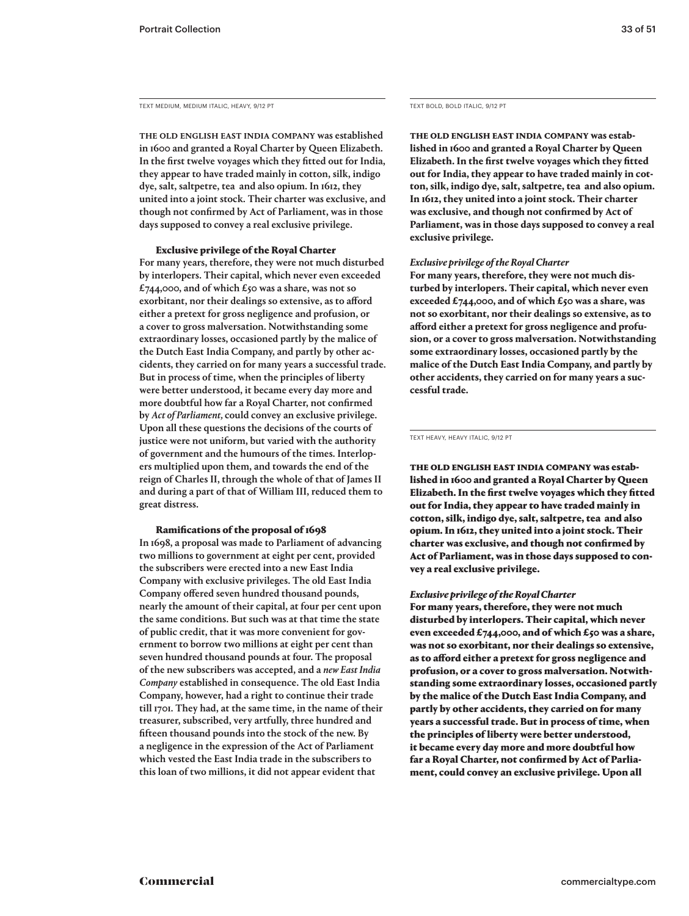TEXT MEDIUM, MEDIUM ITALIC, HEAVY, 9/12 PT

**THE OLD ENGLISH EAST INDIA COMPANY was established in 1600 and granted a Royal Charter by Queen Elizabeth. In the first twelve voyages which they fitted out for India, they appear to have traded mainly in cotton, silk, indigo dye, salt, saltpetre, tea and also opium. In 1612, they united into a joint stock. Their charter was exclusive, and though not confirmed by Act of Parliament, was in those days supposed to convey a real exclusive privilege.**

**Exclusive privilege of the Royal Charter**

**For many years, therefore, they were not much disturbed by interlopers. Their capital, which never even exceeded £744,000, and of which £50 was a share, was not so exorbitant, nor their dealings so extensive, as to afford either a pretext for gross negligence and profusion, or a cover to gross malversation. Notwithstanding some extraordinary losses, occasioned partly by the malice of the Dutch East India Company, and partly by other accidents, they carried on for many years a successful trade. But in process of time, when the principles of liberty were better understood, it became every day more and more doubtful how far a Royal Charter, not confirmed by *Act of Parliament*, could convey an exclusive privilege. Upon all these questions the decisions of the courts of justice were not uniform, but varied with the authority of government and the humours of the times. Interlopers multiplied upon them, and towards the end of the reign of Charles II, through the whole of that of James II and during a part of that of William III, reduced them to great distress.**

**Ramifications of the proposal of 1698**

**In 1698, a proposal was made to Parliament of advancing two millions to government at eight per cent, provided the subscribers were erected into a new East India Company with exclusive privileges. The old East India Company offered seven hundred thousand pounds, nearly the amount of their capital, at four per cent upon the same conditions. But such was at that time the state of public credit, that it was more convenient for government to borrow two millions at eight per cent than seven hundred thousand pounds at four. The proposal of the new subscribers was accepted, and a *new East India Company* established in consequence. The old East India Company, however, had a right to continue their trade till 1701. They had, at the same time, in the name of their treasurer, subscribed, very artfully, three hundred and fifteen thousand pounds into the stock of the new. By a negligence in the expression of the Act of Parliament which vested the East India trade in the subscribers to this loan of two millions, it did not appear evident that**

TEXT BOLD, BOLD ITALIC, 9/12 PT

**THE OLD ENGLISH EAST INDIA COMPANY was established in 1600 and granted a Royal Charter by Queen Elizabeth. In the first twelve voyages which they fitted out for India, they appear to have traded mainly in cotton, silk, indigo dye, salt, saltpetre, tea and also opium. In 1612, they united into a joint stock. Their charter was exclusive, and though not confirmed by Act of Parliament, was in those days supposed to convey a real exclusive privilege.**

***Exclusive privilege of the Royal Charter***

**For many years, therefore, they were not much disturbed by interlopers. Their capital, which never even exceeded £744,000, and of which £50 was a share, was not so exorbitant, nor their dealings so extensive, as to afford either a pretext for gross negligence and profusion, or a cover to gross malversation. Notwithstanding some extraordinary losses, occasioned partly by the malice of the Dutch East India Company, and partly by other accidents, they carried on for many years a successful trade.**

TEXT HEAVY, HEAVY ITALIC, 9/12 PT

**THE OLD ENGLISH EAST INDIA COMPANY was established in 1600 and granted a Royal Charter by Queen Elizabeth. In the first twelve voyages which they fitted out for India, they appear to have traded mainly in cotton, silk, indigo dye, salt, saltpetre, tea and also opium. In 1612, they united into a joint stock. Their charter was exclusive, and though not confirmed by Act of Parliament, was in those days supposed to convey a real exclusive privilege.**

***Exclusive privilege of the Royal Charter***

**For many years, therefore, they were not much disturbed by interlopers. Their capital, which never even exceeded £744,000, and of which £50 was a share, was not so exorbitant, nor their dealings so extensive, as to afford either a pretext for gross negligence and profusion, or a cover to gross malversation. Notwithstanding some extraordinary losses, occasioned partly by the malice of the Dutch East India Company, and partly by other accidents, they carried on for many years a successful trade. But in process of time, when the principles of liberty were better understood, it became every day more and more doubtful how far a Royal Charter, not confirmed by Act of Parliament, could convey an exclusive privilege. Upon all**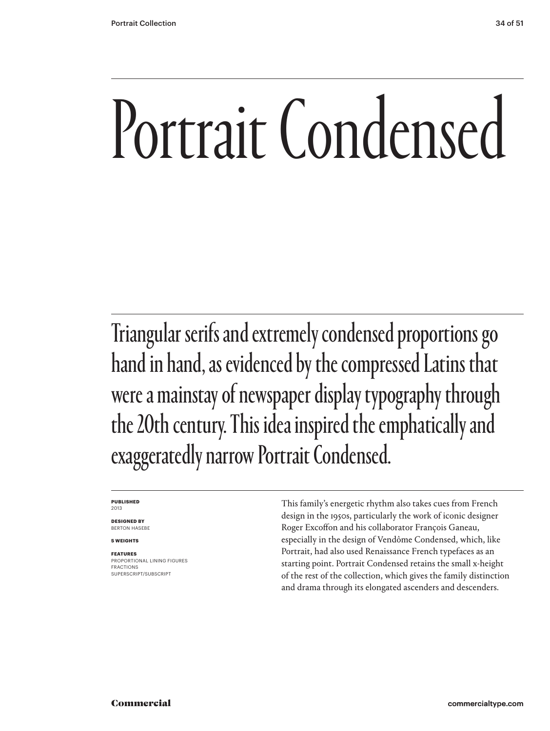# Portrait Condensed

Triangular serifs and extremely condensed proportions go hand in hand, as evidenced by the compressed Latins that were a mainstay of newspaper display typography through the 20th century. This idea inspired the emphatically and exaggeratedly narrow Portrait Condensed.

**PUBLISHED**
2013

**DESIGNED BY**
BERTON HASEBE

**5 WEIGHTS**

**FEATURES**
PROPORTIONAL LINING FIGURES
FRACTIONS
SUPERSCRIPT/SUBSCRIPT

This family's energetic rhythm also takes cues from French design in the 1950s, particularly the work of iconic designer Roger Excoffon and his collaborator François Ganeau, especially in the design of Vendôme Condensed, which, like Portrait, had also used Renaissance French typefaces as an starting point. Portrait Condensed retains the small x-height of the rest of the collection, which gives the family distinction and drama through its elongated ascenders and descenders.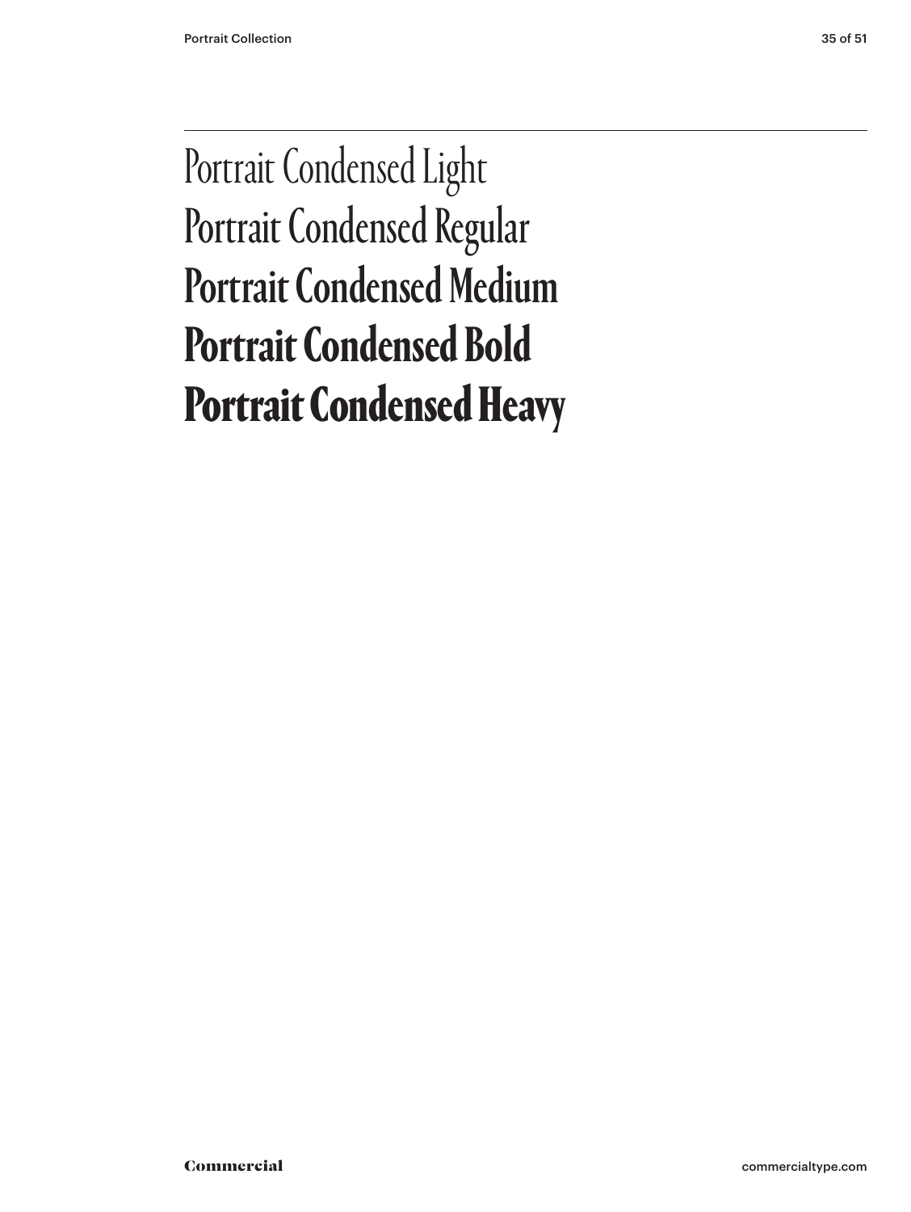Portrait Condensed Light
Portrait Condensed Regular
**Portrait Condensed Medium**
**Portrait Condensed Bold**
**Portrait Condensed Heavy**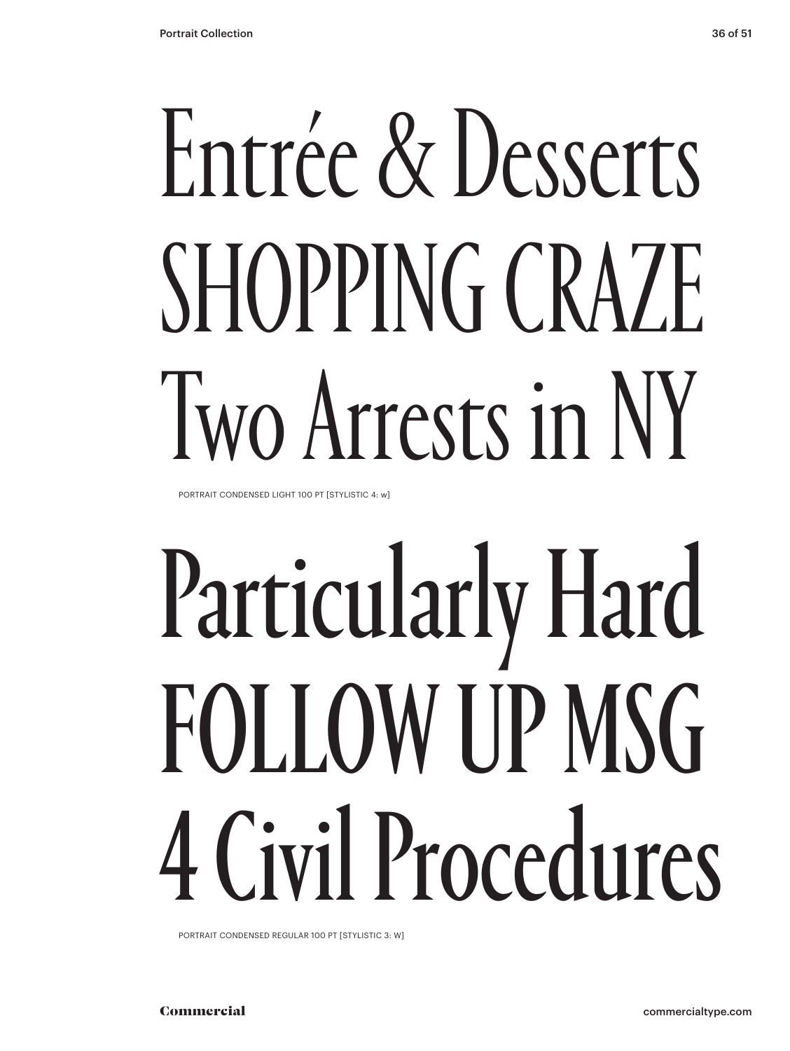Entrée & Desserts
SHOPPING CRAZE
Two Arrests in NY

PORTRAIT CONDENSED LIGHT 100 PT [STYLISTIC 4: w]

Particularly Hard
FOLLOW UP MSG
4 Civil Procedures

PORTRAIT CONDENSED REGULAR 100 PT [STYLISTIC 3: W]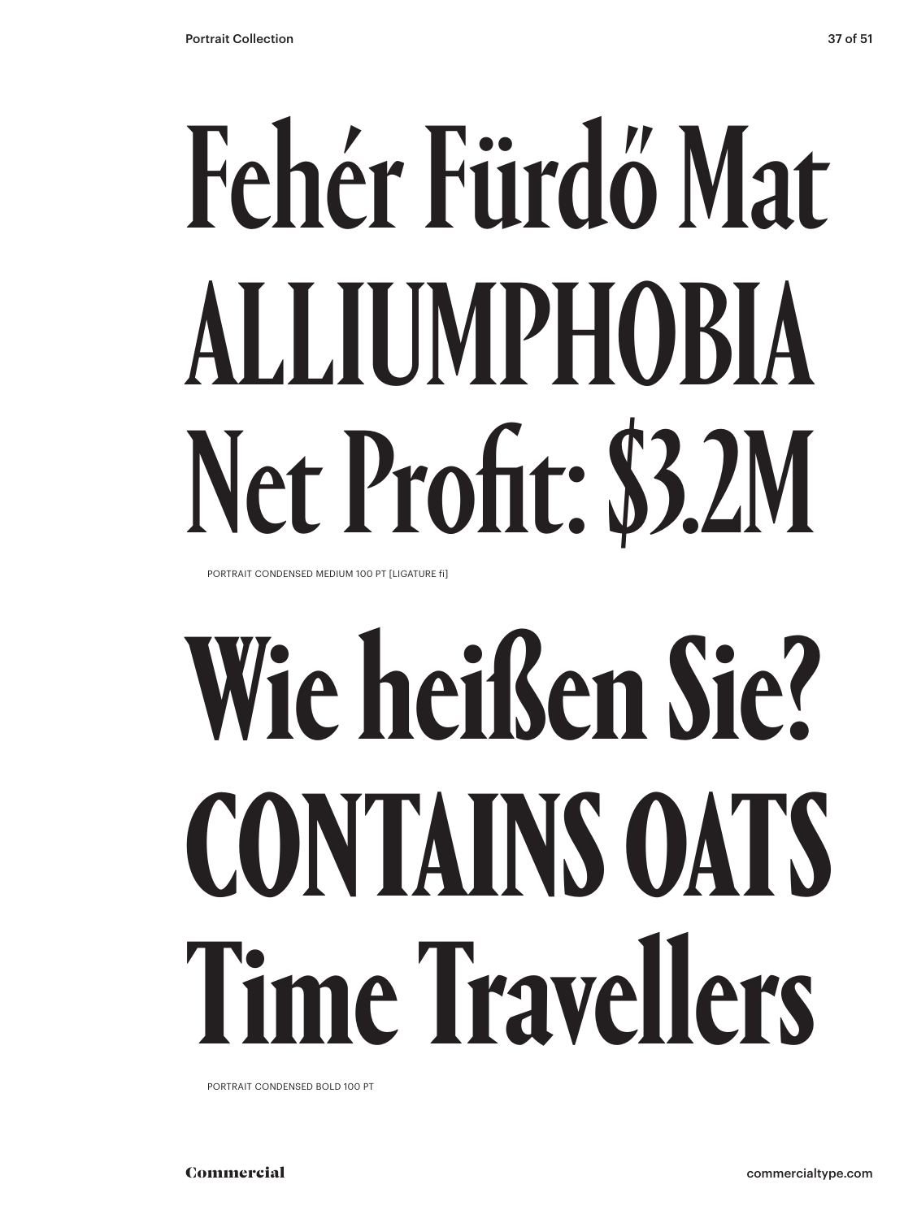Fehér Fürdő Mat

ALLIUMPHOBIA

Net Profit: $3.2M

PORTRAIT CONDENSED MEDIUM 100 PT [LIGATURE fi]

Wie heißen Sie?

CONTAINS OATS

Time Travellers

PORTRAIT CONDENSED BOLD 100 PT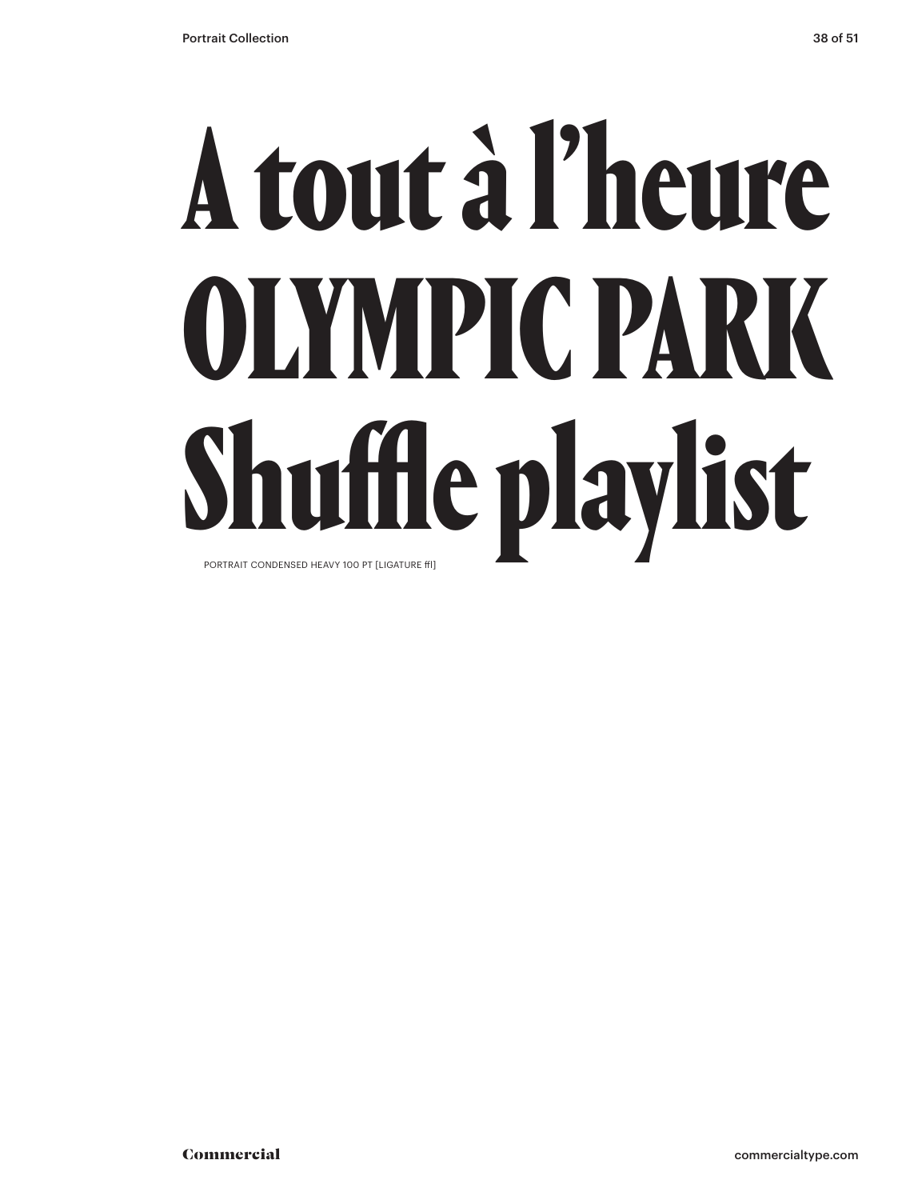# A tout à l'heure OLYMPIC PARK Shuffle playlist

PORTRAIT CONDENSED HEAVY 100 PT [LIGATURE ffl]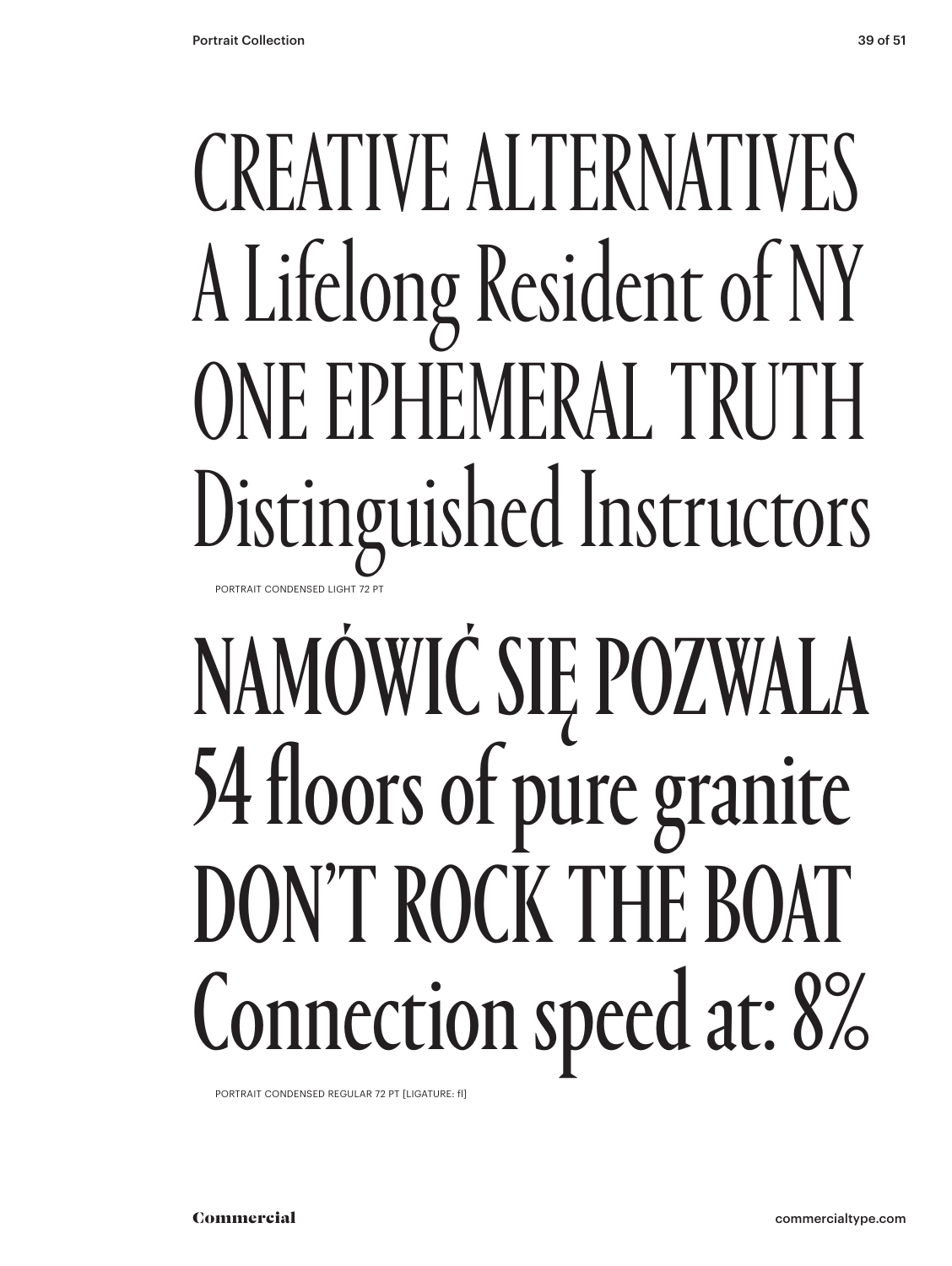CREATIVE ALTERNATIVES
A Lifelong Resident of NY
ONE EPHEMERAL TRUTH
Distinguished Instructors

PORTRAIT CONDENSED LIGHT 72 PT

NAMÓWIĆ SIĘ POZWALA
54 floors of pure granite
DON'T ROCK THE BOAT
Connection speed at: 8%

PORTRAIT CONDENSED REGULAR 72 PT [LIGATURE: fl]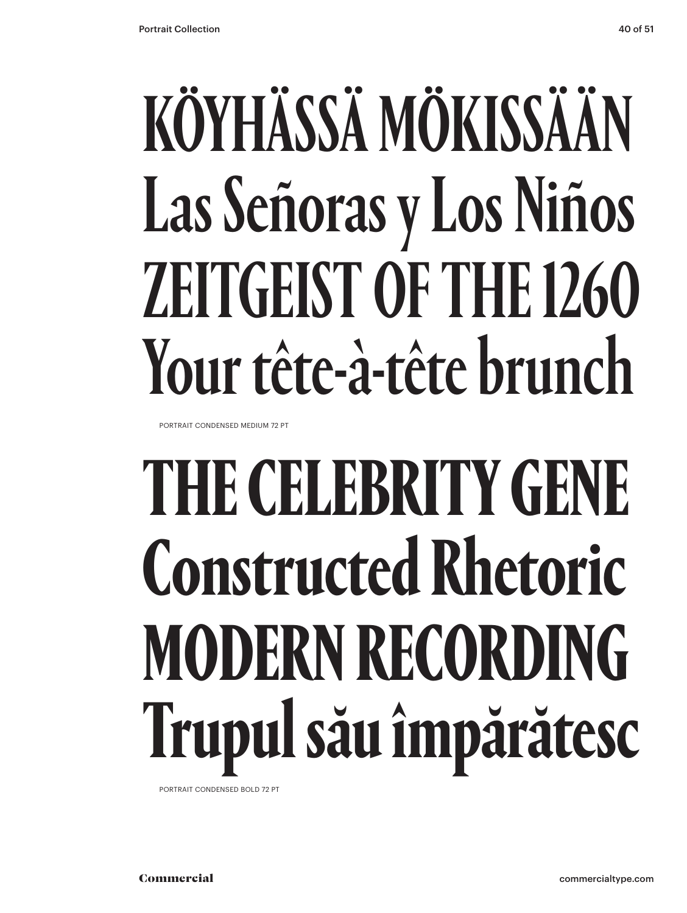KÖYHÄSSÄ MÖKISSÄÄN
Las Señoras y Los Niños
ZEITGEIST OF THE 1260
Your tête-à-tête brunch

PORTRAIT CONDENSED MEDIUM 72 PT

**THE CELEBRITY GENE**
**Constructed Rhetoric**
**MODERN RECORDING**
**Trupul său împărătesc**

PORTRAIT CONDENSED BOLD 72 PT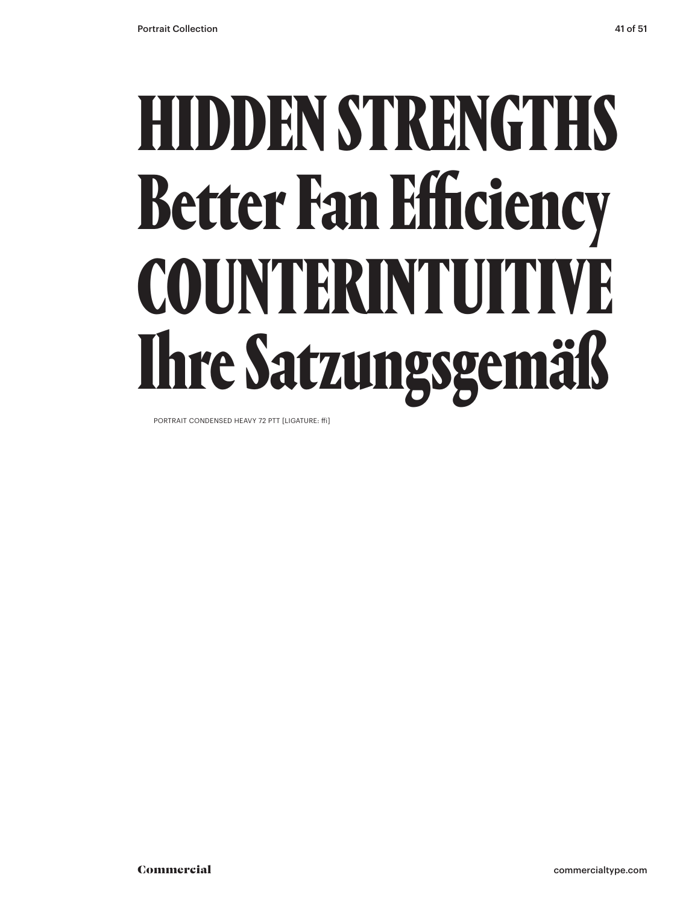# HIDDEN STRENGTHS
# Better Fan Efficiency
# COUNTERINTUITIVE
# Ihre Satzungsgemäß

PORTRAIT CONDENSED HEAVY 72 PTT [LIGATURE: ffi]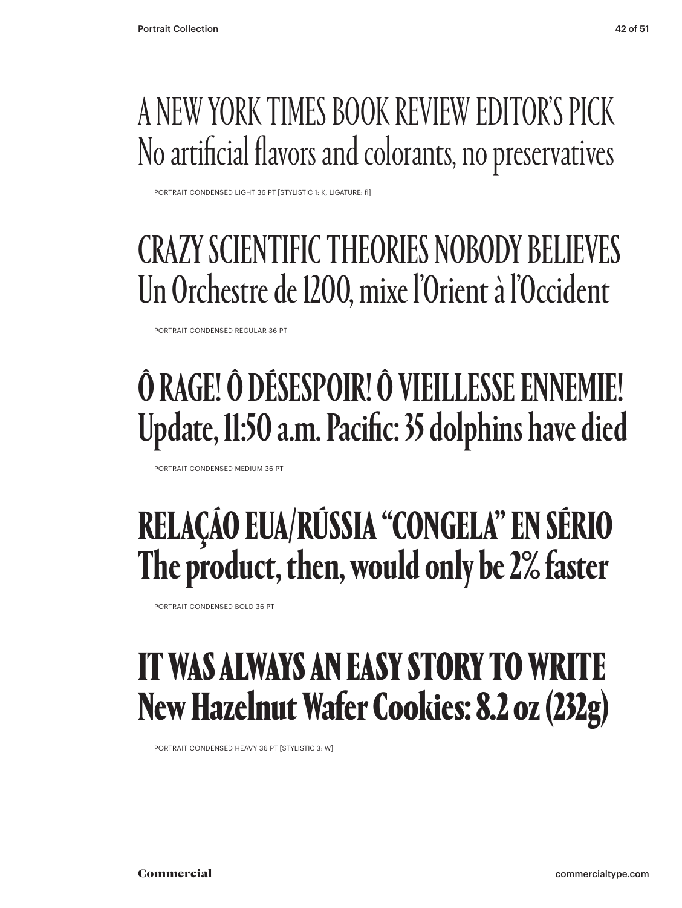A NEW YORK TIMES BOOK REVIEW EDITOR'S PICK
No artificial flavors and colorants, no preservatives

PORTRAIT CONDENSED LIGHT 36 PT [STYLISTIC 1: K, LIGATURE: fl]

CRAZY SCIENTIFIC THEORIES NOBODY BELIEVES
Un Orchestre de 1200, mixe l'Orient à l'Occident

PORTRAIT CONDENSED REGULAR 36 PT

**Ô RAGE! Ô DÉSESPOIR! Ô VIEILLESSE ENNEMIE!**
**Update, 11:50 a.m. Pacific: 35 dolphins have died**

PORTRAIT CONDENSED MEDIUM 36 PT

**RELAÇÃO EUA/RÚSSIA "CONGELA" EN SÉRIO**
**The product, then, would only be 2% faster**

PORTRAIT CONDENSED BOLD 36 PT

**IT WAS ALWAYS AN EASY STORY TO WRITE**
**New Hazelnut Wafer Cookies: 8.2 oz (232g)**

PORTRAIT CONDENSED HEAVY 36 PT [STYLISTIC 3: W]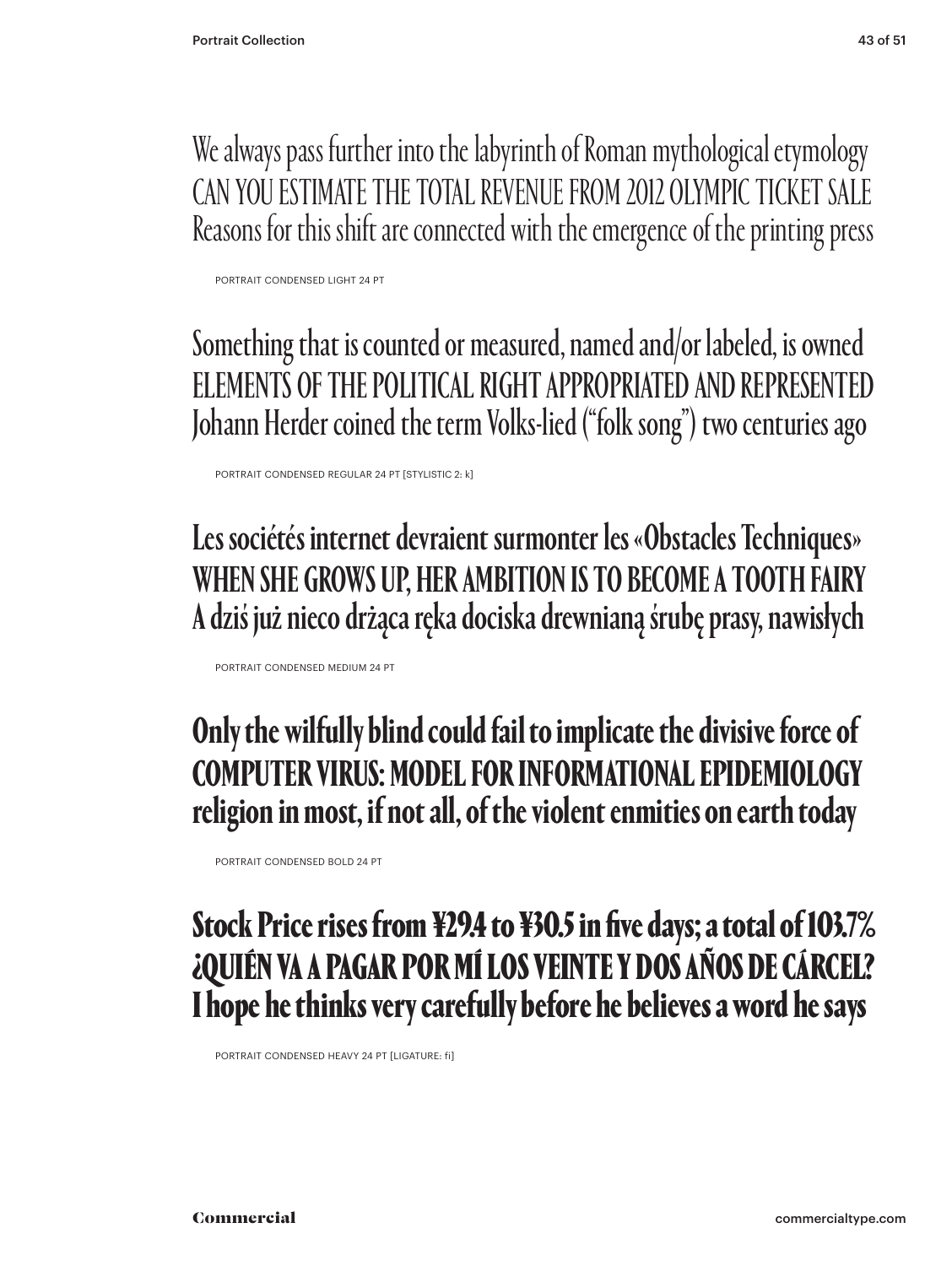We always pass further into the labyrinth of Roman mythological etymology
CAN YOU ESTIMATE THE TOTAL REVENUE FROM 2012 OLYMPIC TICKET SALE
Reasons for this shift are connected with the emergence of the printing press

PORTRAIT CONDENSED LIGHT 24 PT

Something that is counted or measured, named and/or labeled, is owned
ELEMENTS OF THE POLITICAL RIGHT APPROPRIATED AND REPRESENTED
Johann Herder coined the term Volks-lied ("folk song") two centuries ago

PORTRAIT CONDENSED REGULAR 24 PT [STYLISTIC 2: k]

Les sociétés internet devraient surmonter les «Obstacles Techniques»
WHEN SHE GROWS UP, HER AMBITION IS TO BECOME A TOOTH FAIRY
A dziś już nieco drżąca ręka dociska drewnianą śrubę prasy, nawisłych

PORTRAIT CONDENSED MEDIUM 24 PT

**Only the wilfully blind could fail to implicate the divisive force of**
**COMPUTER VIRUS: MODEL FOR INFORMATIONAL EPIDEMIOLOGY**
**religion in most, if not all, of the violent enmities on earth today**

PORTRAIT CONDENSED BOLD 24 PT

**Stock Price rises from ¥29.4 to ¥30.5 in five days; a total of 103.7%**
**¿QUIÉN VA A PAGAR POR MÍ LOS VEINTE Y DOS AÑOS DE CÁRCEL?**
**I hope he thinks very carefully before he believes a word he says**

PORTRAIT CONDENSED HEAVY 24 PT [LIGATURE: fi]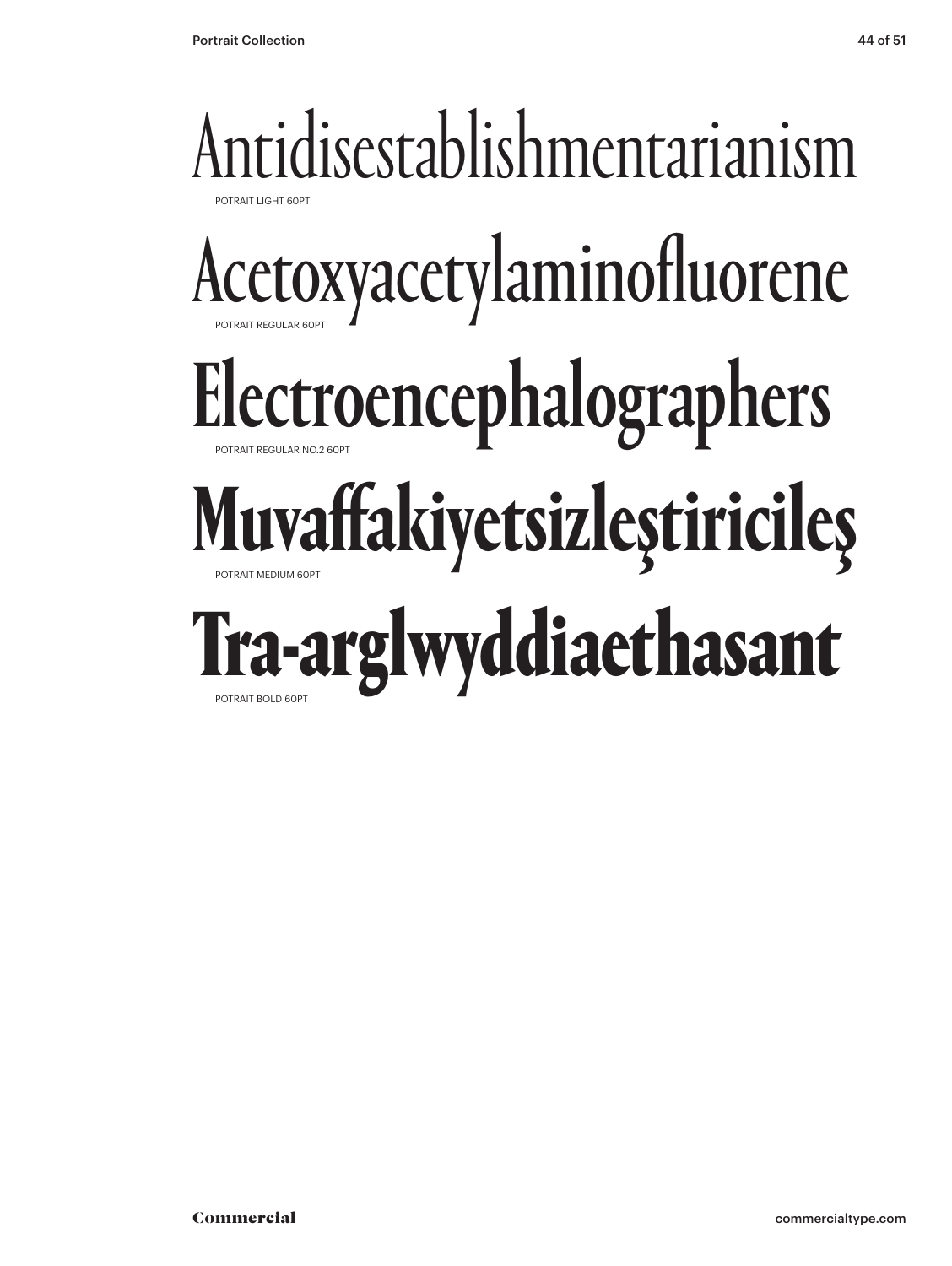Antidisestablishmentarianism

POTRAIT LIGHT 60PT

Acetoxyacetylaminofluorene

POTRAIT REGULAR 60PT

Electroencephalographers

POTRAIT REGULAR NO.2 60PT

**Muvaffakiyetsizleştiricileş**

POTRAIT MEDIUM 60PT

**Tra-arglwyddiaethasant**

POTRAIT BOLD 60PT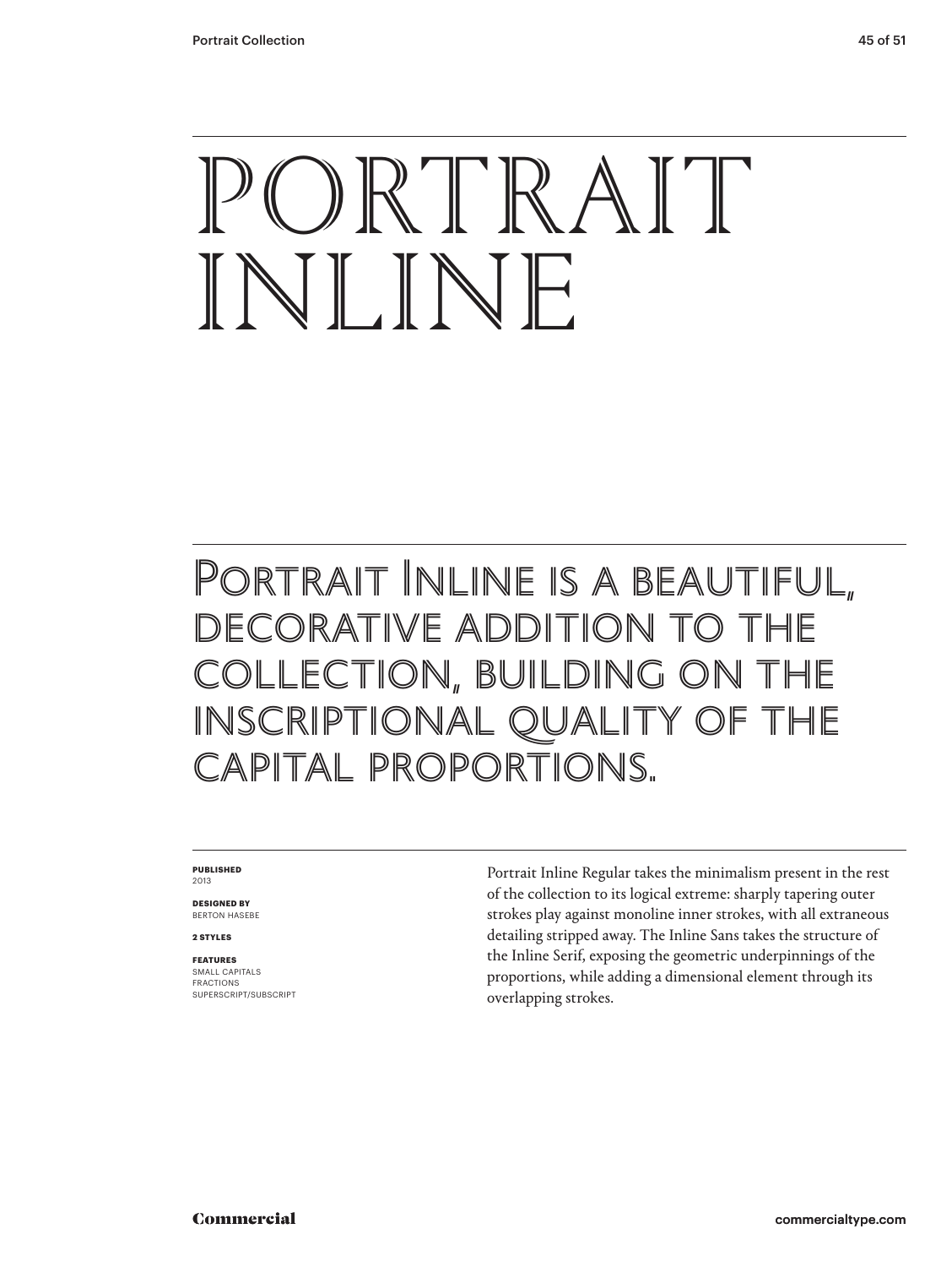# PORTRAIT INLINE

## Portrait Inline is a beautiful, decorative addition to the collection, building on the inscriptional quality of the capital proportions.

**PUBLISHED**
2013

**DESIGNED BY**
BERTON HASEBE

**2 STYLES**

**FEATURES**
SMALL CAPITALS
FRACTIONS
SUPERSCRIPT/SUBSCRIPT

Portrait Inline Regular takes the minimalism present in the rest of the collection to its logical extreme: sharply tapering outer strokes play against monoline inner strokes, with all extraneous detailing stripped away. The Inline Sans takes the structure of the Inline Serif, exposing the geometric underpinnings of the proportions, while adding a dimensional element through its overlapping strokes.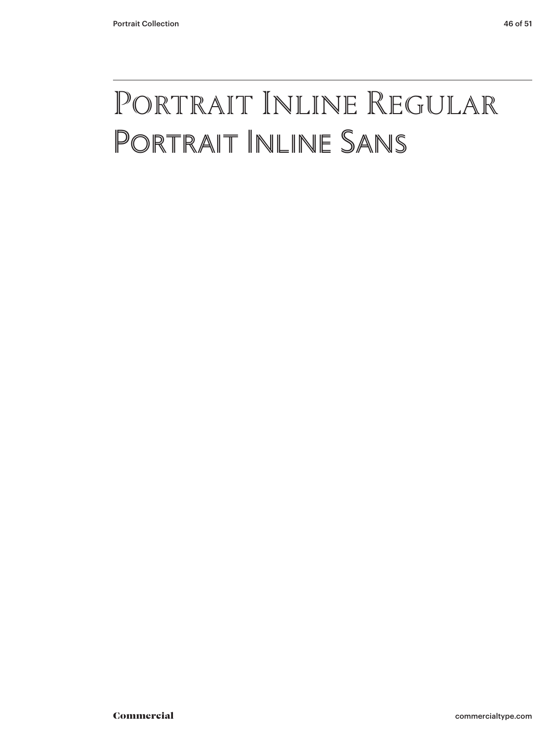# Portrait Inline Regular
# Portrait Inline Sans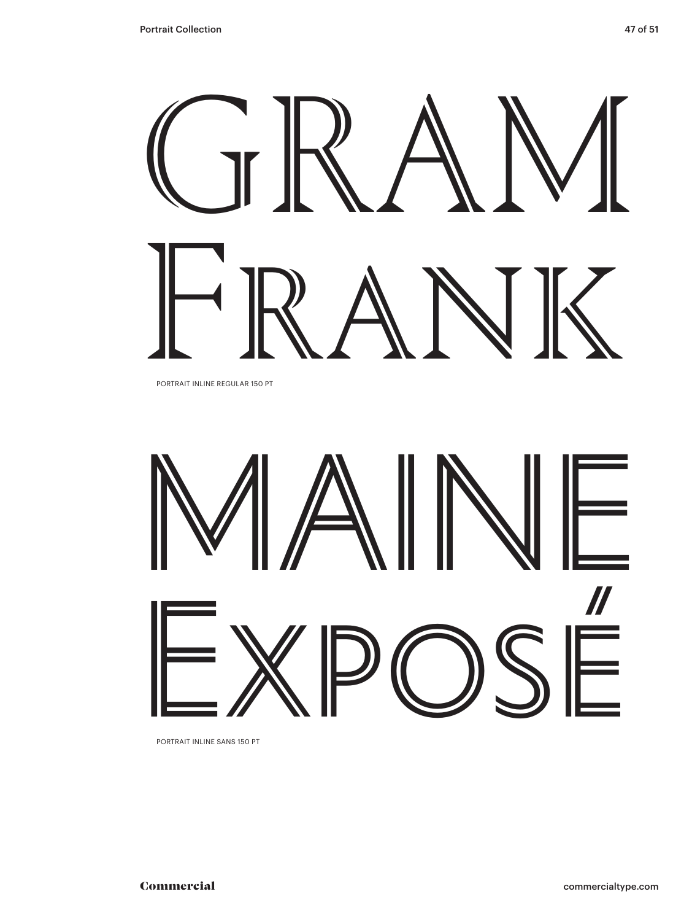GRAM
Frank

PORTRAIT INLINE REGULAR 150 PT

MAINE
Exposé

PORTRAIT INLINE SANS 150 PT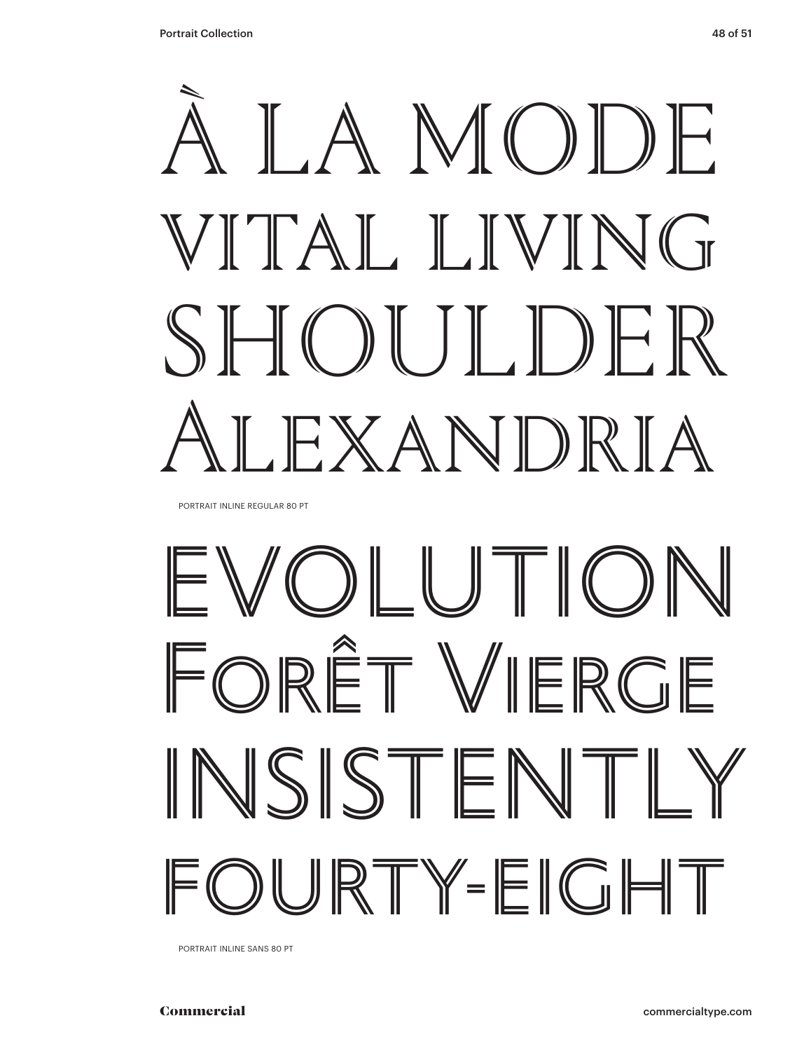À LA MODE
VITAL LIVING
SHOULDER
ALEXANDRIA

PORTRAIT INLINE REGULAR 80 PT

EVOLUTION
FORÊT VIERGE
INSISTENTLY
FOURTY-EIGHT

PORTRAIT INLINE SANS 80 PT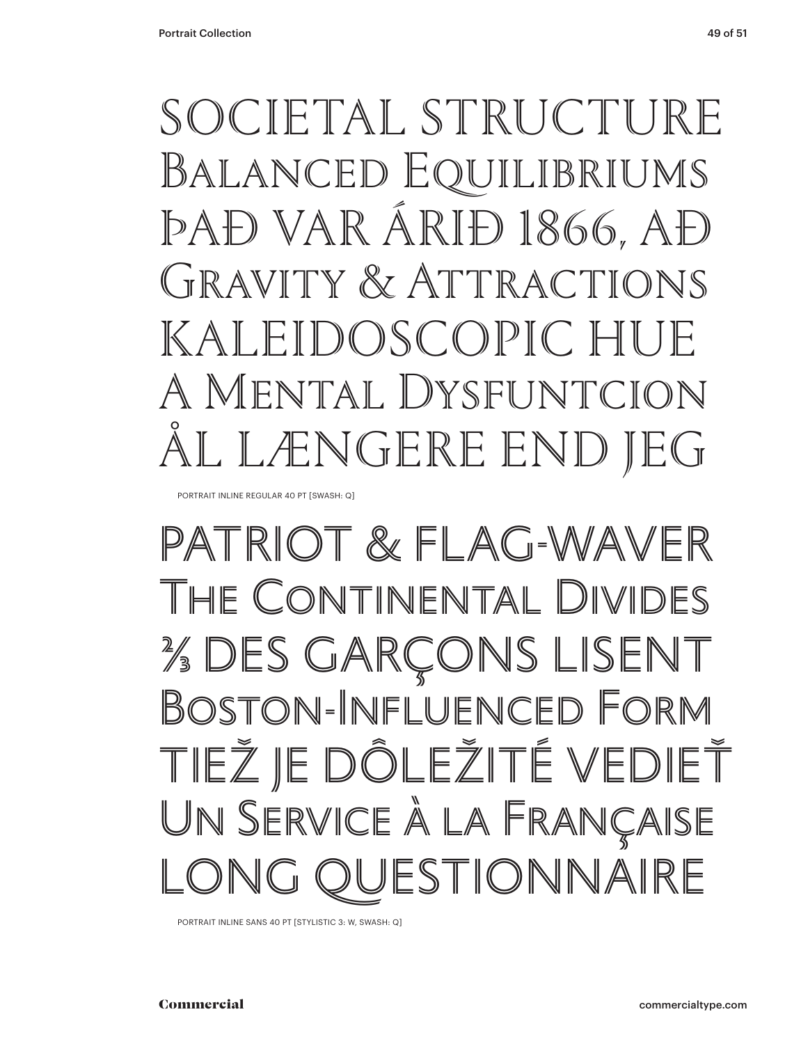SOCIETAL STRUCTURE
Balanced Equilibriums
ÞAÐ VAR ÁRIÐ 1866, AÐ
Gravity & Attractions
KALEIDOSCOPIC HUE
A Mental Dysfuntcion
ÅL LÆNGERE END JEG

PORTRAIT INLINE REGULAR 40 PT [SWASH: Q]

PATRIOT & FLAG-WAVER
The Continental Divides
⅔ DES GARÇONS LISENT
Boston-Influenced Form
TIEŽ JE DÔLEŽITÉ VEDIEŤ
Un Service à la Française
LONG QUESTIONNAIRE

PORTRAIT INLINE SANS 40 PT [STYLISTIC 3: W, SWASH: Q]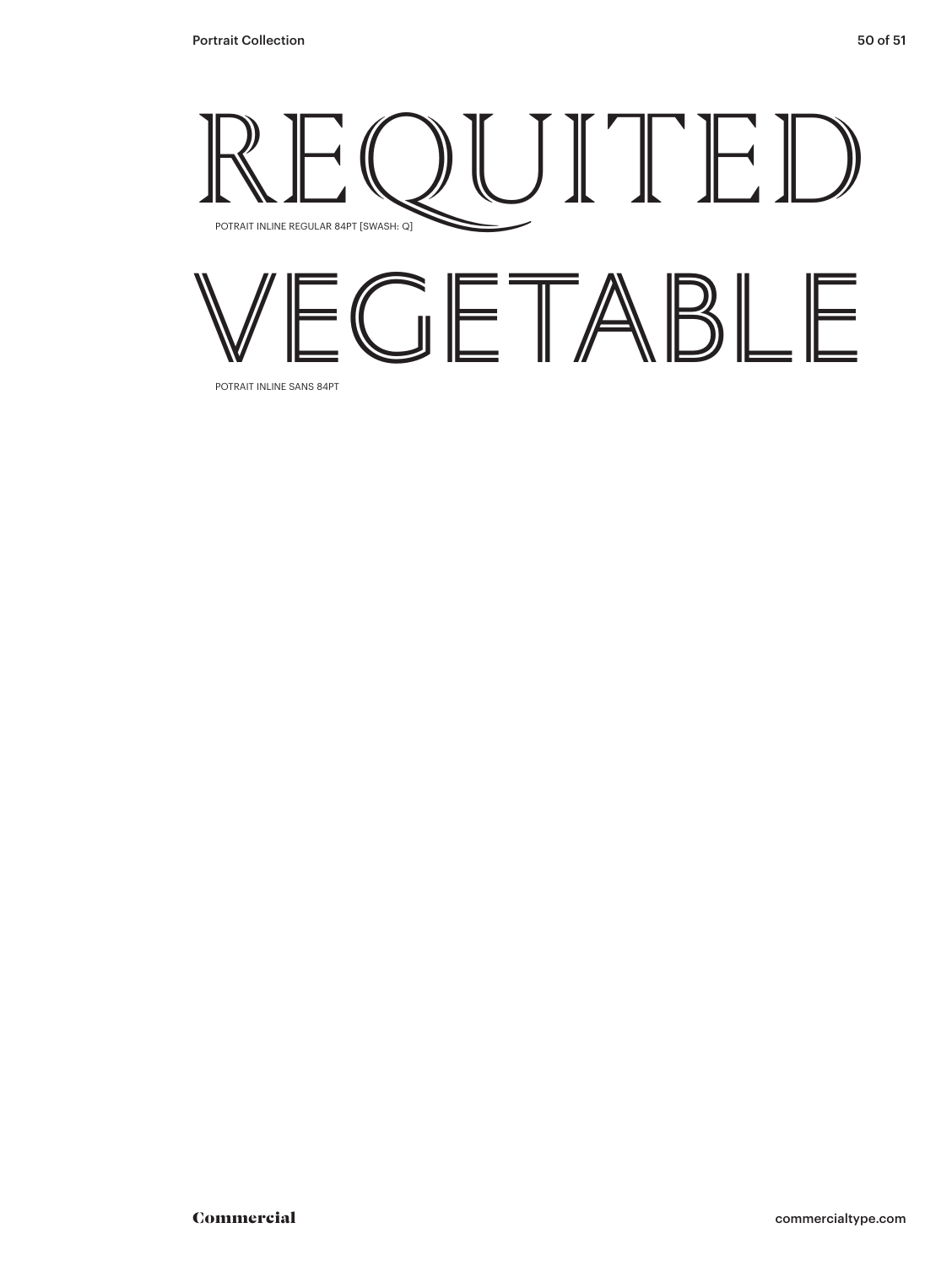# REQUITED

POTRAIT INLINE REGULAR 84PT [SWASH: Q]

# VEGETABLE

POTRAIT INLINE SANS 84PT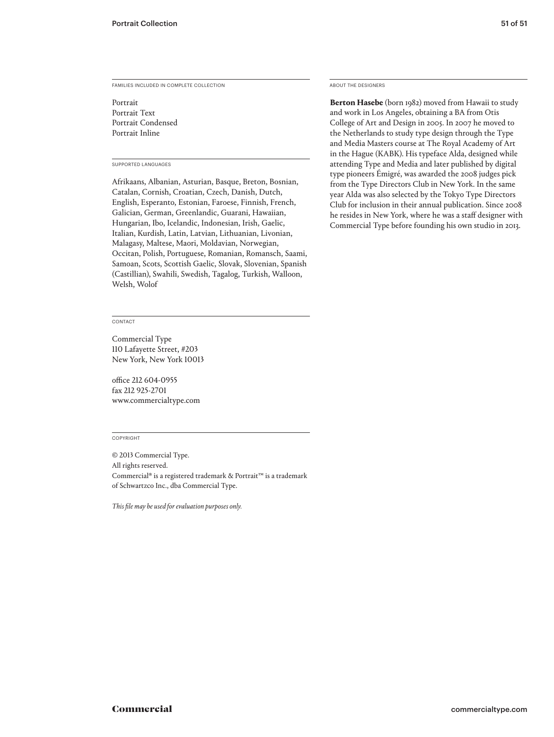## FAMILIES INCLUDED IN COMPLETE COLLECTION

Portrait
Portrait Text
Portrait Condensed
Portrait Inline

## SUPPORTED LANGUAGES

Afrikaans, Albanian, Asturian, Basque, Breton, Bosnian, Catalan, Cornish, Croatian, Czech, Danish, Dutch, English, Esperanto, Estonian, Faroese, Finnish, French, Galician, German, Greenlandic, Guarani, Hawaiian, Hungarian, Ibo, Icelandic, Indonesian, Irish, Gaelic, Italian, Kurdish, Latin, Latvian, Lithuanian, Livonian, Malagasy, Maltese, Maori, Moldavian, Norwegian, Occitan, Polish, Portuguese, Romanian, Romansch, Saami, Samoan, Scots, Scottish Gaelic, Slovak, Slovenian, Spanish (Castillian), Swahili, Swedish, Tagalog, Turkish, Walloon, Welsh, Wolof

## CONTACT

Commercial Type
110 Lafayette Street, #203
New York, New York 10013

office 212 604-0955
fax 212 925-2701
www.commercialtype.com

## COPYRIGHT

© 2013 Commercial Type.
All rights reserved.
Commercial® is a registered trademark & Portrait™ is a trademark of Schwartzco Inc., dba Commercial Type.

*This file may be used for evaluation purposes only.*

## ABOUT THE DESIGNERS

**Berton Hasebe** (born 1982) moved from Hawaii to study and work in Los Angeles, obtaining a BA from Otis College of Art and Design in 2005. In 2007 he moved to the Netherlands to study type design through the Type and Media Masters course at The Royal Academy of Art in the Hague (KABK). His typeface Alda, designed while attending Type and Media and later published by digital type pioneers Émigré, was awarded the 2008 judges pick from the Type Directors Club in New York. In the same year Alda was also selected by the Tokyo Type Directors Club for inclusion in their annual publication. Since 2008 he resides in New York, where he was a staff designer with Commercial Type before founding his own studio in 2013.